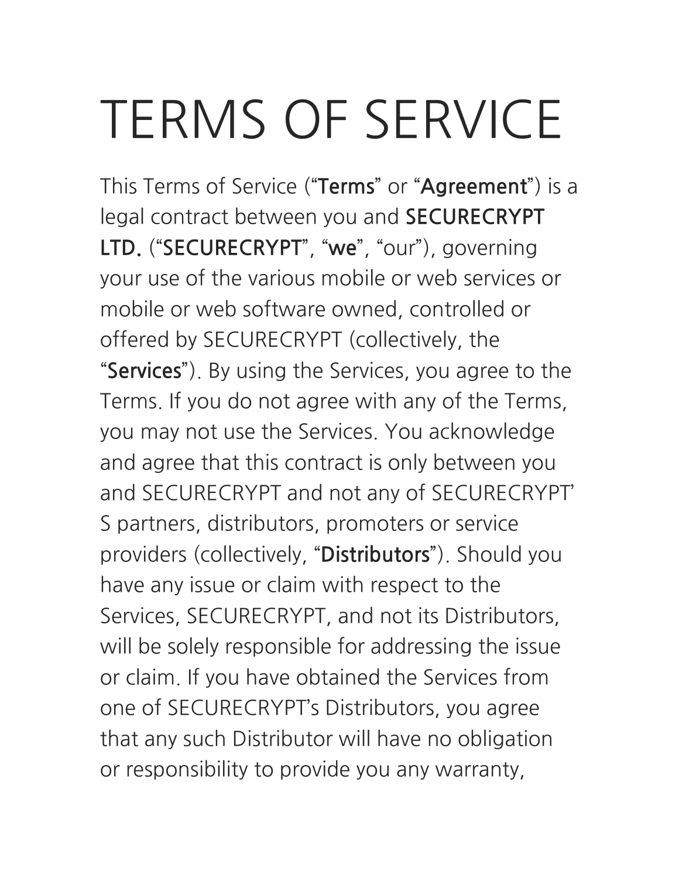# TERMS OF SERVICE

This Terms of Service ("**Terms**" or "**Agreement**") is a legal contract between you and **SECURECRYPT LTD.** ("**SECURECRYPT**", "**we**", "our"), governing your use of the various mobile or web services or mobile or web software owned, controlled or offered by SECURECRYPT (collectively, the "**Services**"). By using the Services, you agree to the Terms. If you do not agree with any of the Terms, you may not use the Services. You acknowledge and agree that this contract is only between you and SECURECRYPT and not any of SECURECRYPT' S partners, distributors, promoters or service providers (collectively, "**Distributors**"). Should you have any issue or claim with respect to the Services, SECURECRYPT, and not its Distributors, will be solely responsible for addressing the issue or claim. If you have obtained the Services from one of SECURECRYPT's Distributors, you agree that any such Distributor will have no obligation or responsibility to provide you any warranty,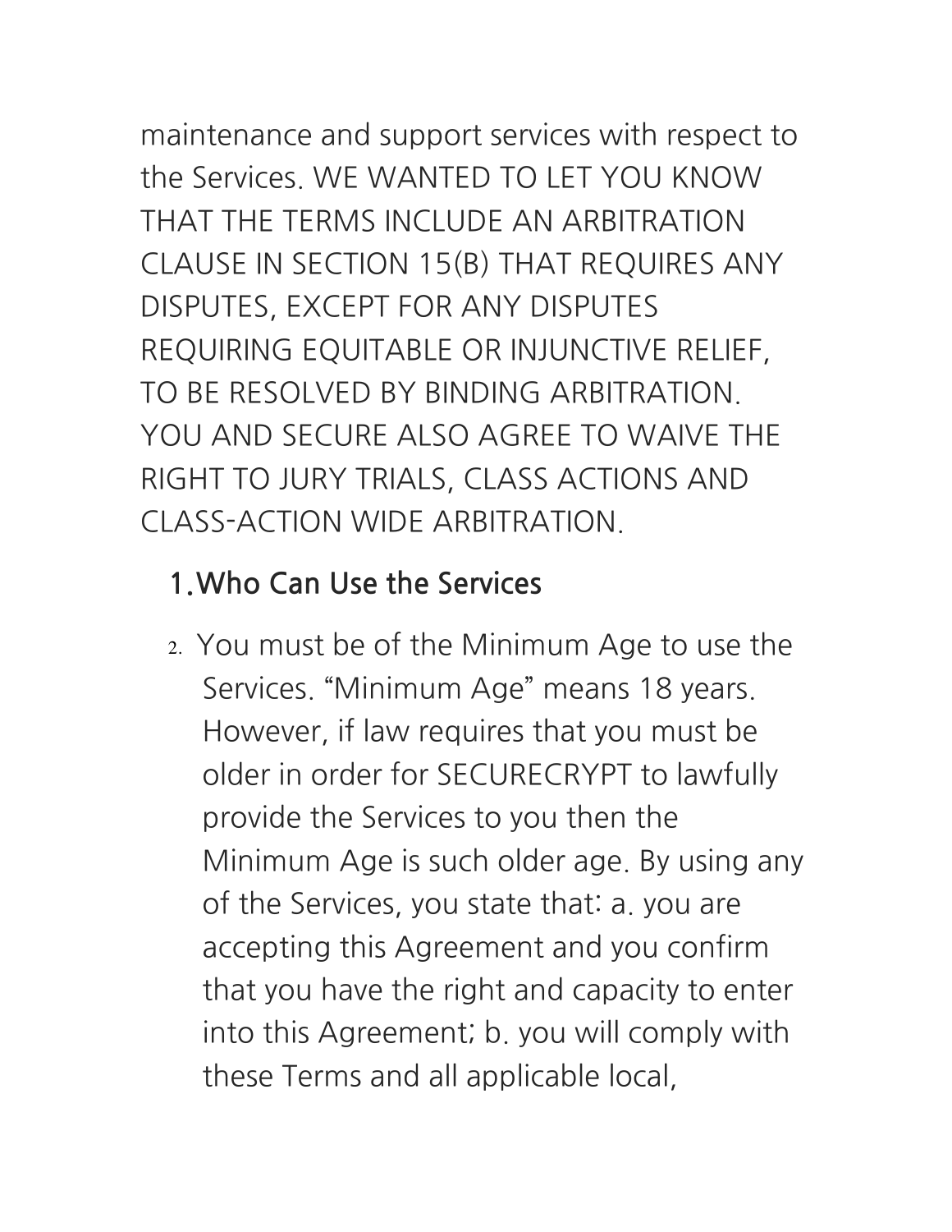maintenance and support services with respect to the Services. WE WANTED TO LET YOU KNOW THAT THE TERMS INCLUDE AN ARBITRATION CLAUSE IN SECTION 15(B) THAT REQUIRES ANY DISPUTES, EXCEPT FOR ANY DISPUTES REQUIRING EQUITABLE OR INJUNCTIVE RELIEF, TO BE RESOLVED BY BINDING ARBITRATION. YOU AND SECURE ALSO AGREE TO WAIVE THE RIGHT TO JURY TRIALS, CLASS ACTIONS AND CLASS-ACTION WIDE ARBITRATION.

**1.Who Can Use the Services**

2. You must be of the Minimum Age to use the Services. “Minimum Age” means 18 years. However, if law requires that you must be older in order for SECURECRYPT to lawfully provide the Services to you then the Minimum Age is such older age. By using any of the Services, you state that: a. you are accepting this Agreement and you confirm that you have the right and capacity to enter into this Agreement; b. you will comply with these Terms and all applicable local,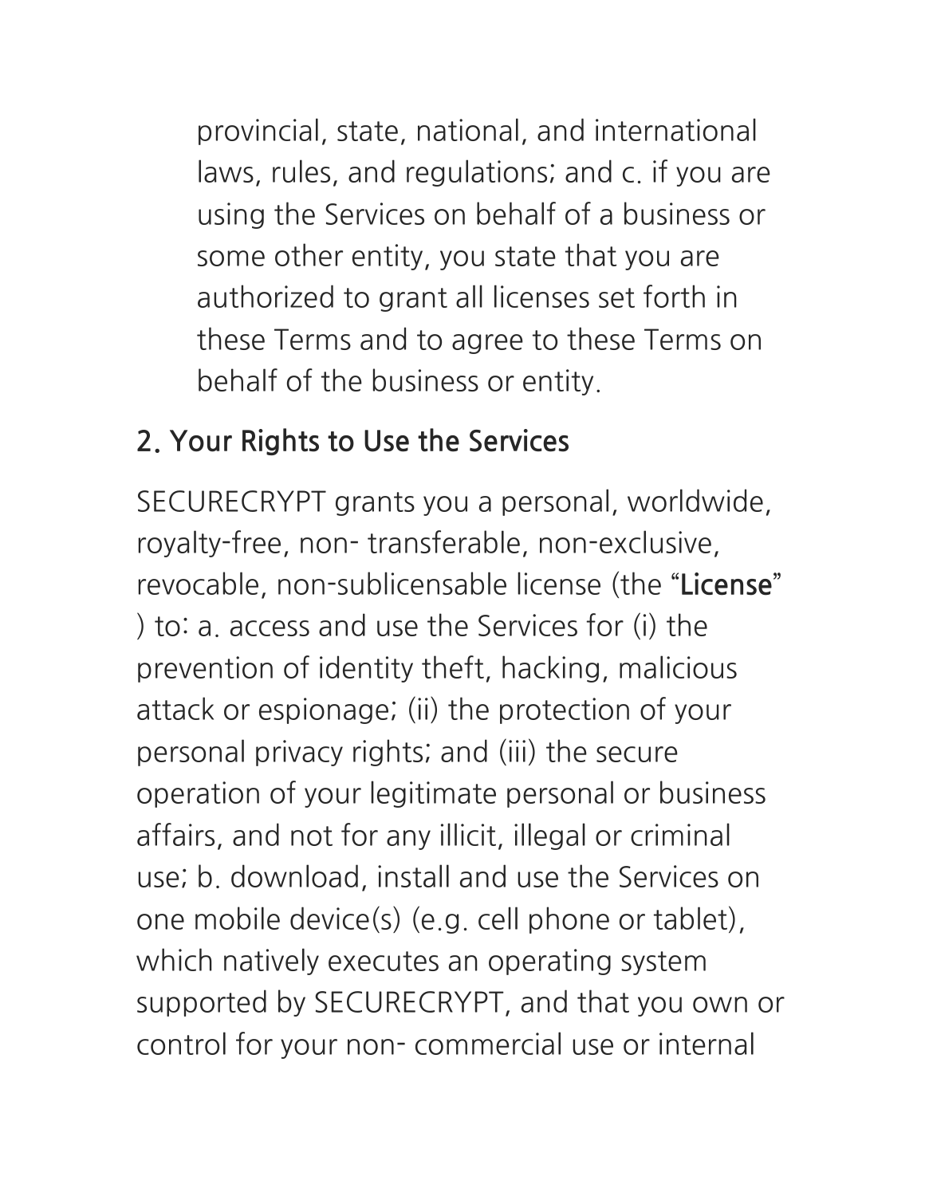provincial, state, national, and international laws, rules, and regulations; and c. if you are using the Services on behalf of a business or some other entity, you state that you are authorized to grant all licenses set forth in these Terms and to agree to these Terms on behalf of the business or entity.

## 2. Your Rights to Use the Services

SECURECRYPT grants you a personal, worldwide, royalty-free, non- transferable, non-exclusive, revocable, non-sublicensable license (the "**License**" ) to: a. access and use the Services for (i) the prevention of identity theft, hacking, malicious attack or espionage; (ii) the protection of your personal privacy rights; and (iii) the secure operation of your legitimate personal or business affairs, and not for any illicit, illegal or criminal use; b. download, install and use the Services on one mobile device(s) (e.g. cell phone or tablet), which natively executes an operating system supported by SECURECRYPT, and that you own or control for your non- commercial use or internal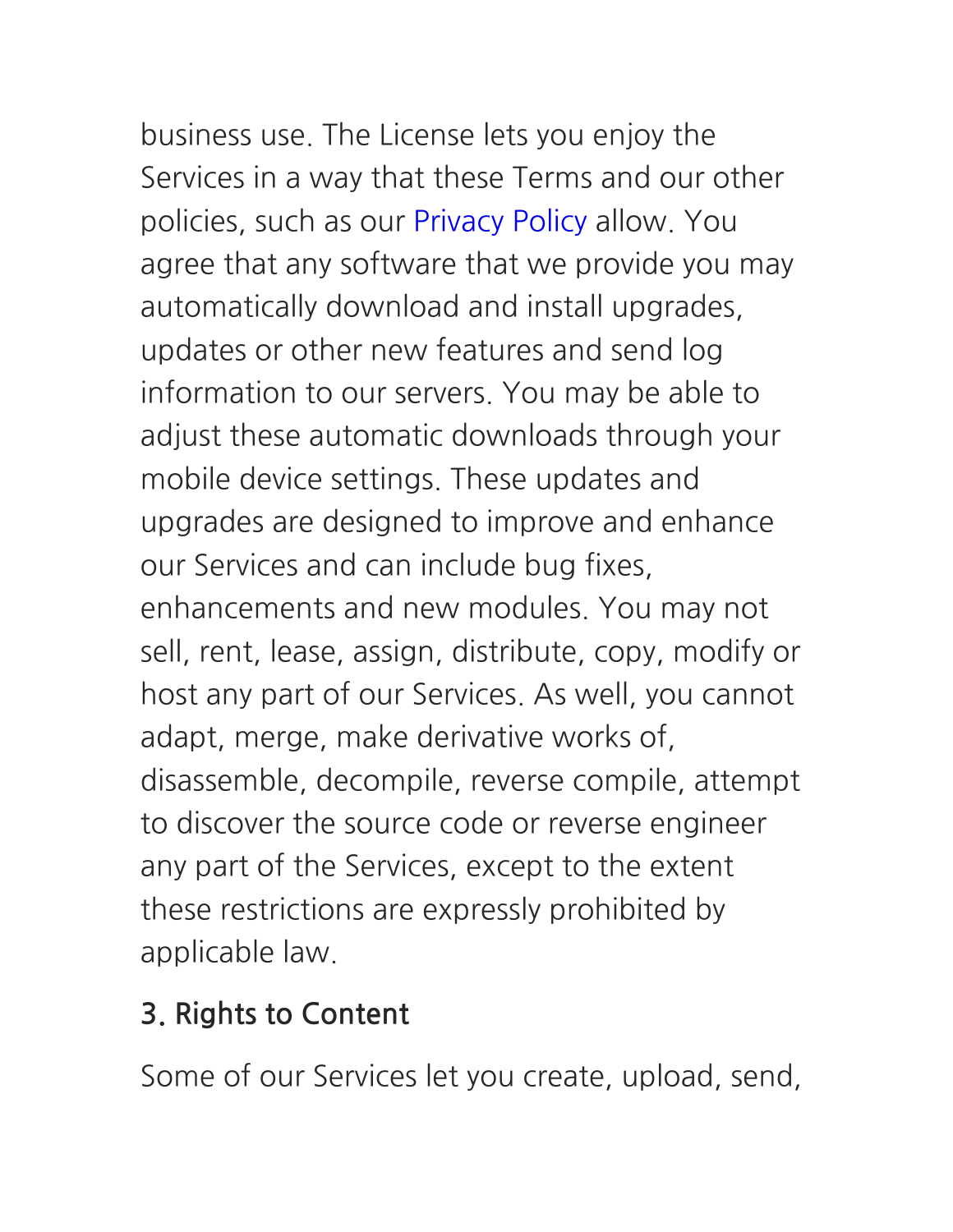business use. The License lets you enjoy the Services in a way that these Terms and our other policies, such as our Privacy Policy allow. You agree that any software that we provide you may automatically download and install upgrades, updates or other new features and send log information to our servers. You may be able to adjust these automatic downloads through your mobile device settings. These updates and upgrades are designed to improve and enhance our Services and can include bug fixes, enhancements and new modules. You may not sell, rent, lease, assign, distribute, copy, modify or host any part of our Services. As well, you cannot adapt, merge, make derivative works of, disassemble, decompile, reverse compile, attempt to discover the source code or reverse engineer any part of the Services, except to the extent these restrictions are expressly prohibited by applicable law.

## 3. Rights to Content

Some of our Services let you create, upload, send,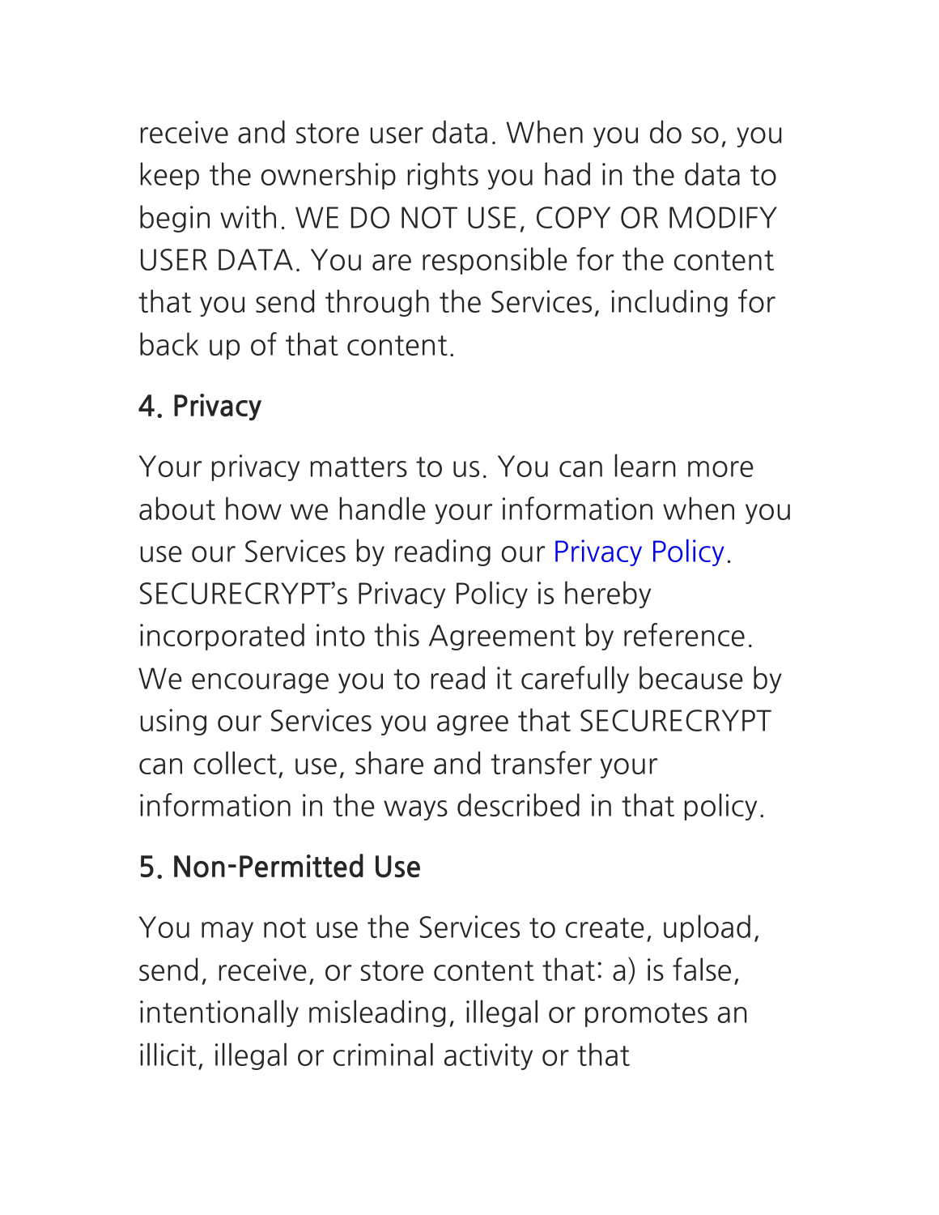receive and store user data. When you do so, you keep the ownership rights you had in the data to begin with. WE DO NOT USE, COPY OR MODIFY USER DATA. You are responsible for the content that you send through the Services, including for back up of that content.

## 4. Privacy

Your privacy matters to us. You can learn more about how we handle your information when you use our Services by reading our Privacy Policy. SECURECRYPT's Privacy Policy is hereby incorporated into this Agreement by reference. We encourage you to read it carefully because by using our Services you agree that SECURECRYPT can collect, use, share and transfer your information in the ways described in that policy.

## 5. Non-Permitted Use

You may not use the Services to create, upload, send, receive, or store content that: a) is false, intentionally misleading, illegal or promotes an illicit, illegal or criminal activity or that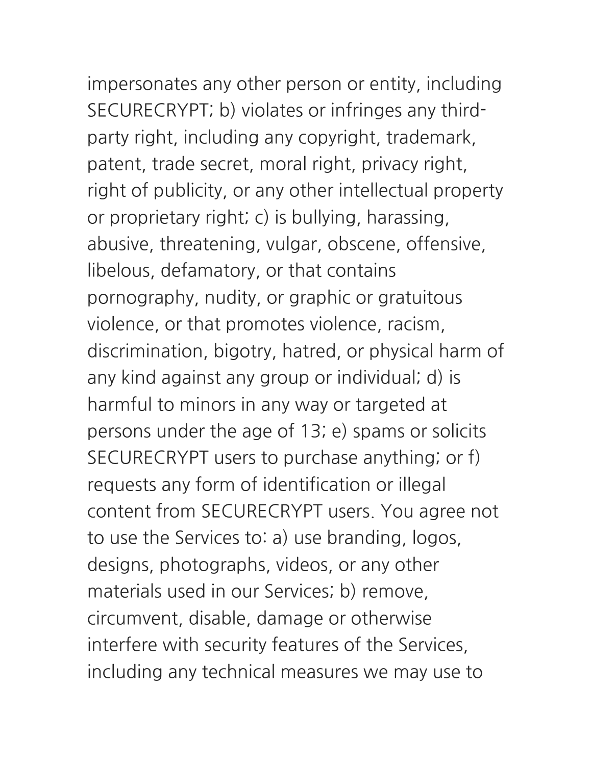impersonates any other person or entity, including SECURECRYPT; b) violates or infringes any third-party right, including any copyright, trademark, patent, trade secret, moral right, privacy right, right of publicity, or any other intellectual property or proprietary right; c) is bullying, harassing, abusive, threatening, vulgar, obscene, offensive, libelous, defamatory, or that contains pornography, nudity, or graphic or gratuitous violence, or that promotes violence, racism, discrimination, bigotry, hatred, or physical harm of any kind against any group or individual; d) is harmful to minors in any way or targeted at persons under the age of 13; e) spams or solicits SECURECRYPT users to purchase anything; or f) requests any form of identification or illegal content from SECURECRYPT users. You agree not to use the Services to: a) use branding, logos, designs, photographs, videos, or any other materials used in our Services; b) remove, circumvent, disable, damage or otherwise interfere with security features of the Services, including any technical measures we may use to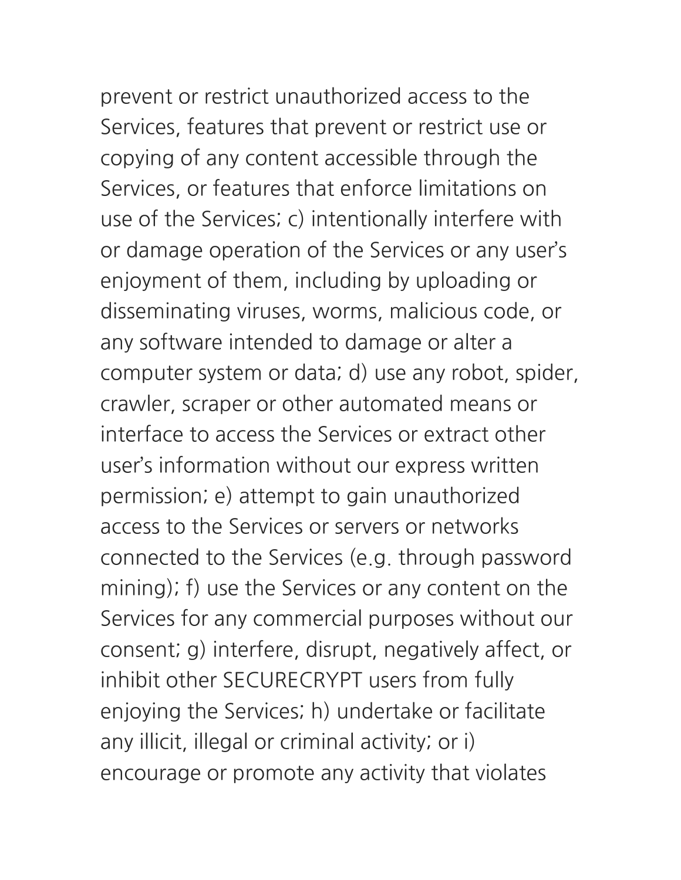prevent or restrict unauthorized access to the Services, features that prevent or restrict use or copying of any content accessible through the Services, or features that enforce limitations on use of the Services; c) intentionally interfere with or damage operation of the Services or any user's enjoyment of them, including by uploading or disseminating viruses, worms, malicious code, or any software intended to damage or alter a computer system or data; d) use any robot, spider, crawler, scraper or other automated means or interface to access the Services or extract other user's information without our express written permission; e) attempt to gain unauthorized access to the Services or servers or networks connected to the Services (e.g. through password mining); f) use the Services or any content on the Services for any commercial purposes without our consent; g) interfere, disrupt, negatively affect, or inhibit other SECURECRYPT users from fully enjoying the Services; h) undertake or facilitate any illicit, illegal or criminal activity; or i) encourage or promote any activity that violates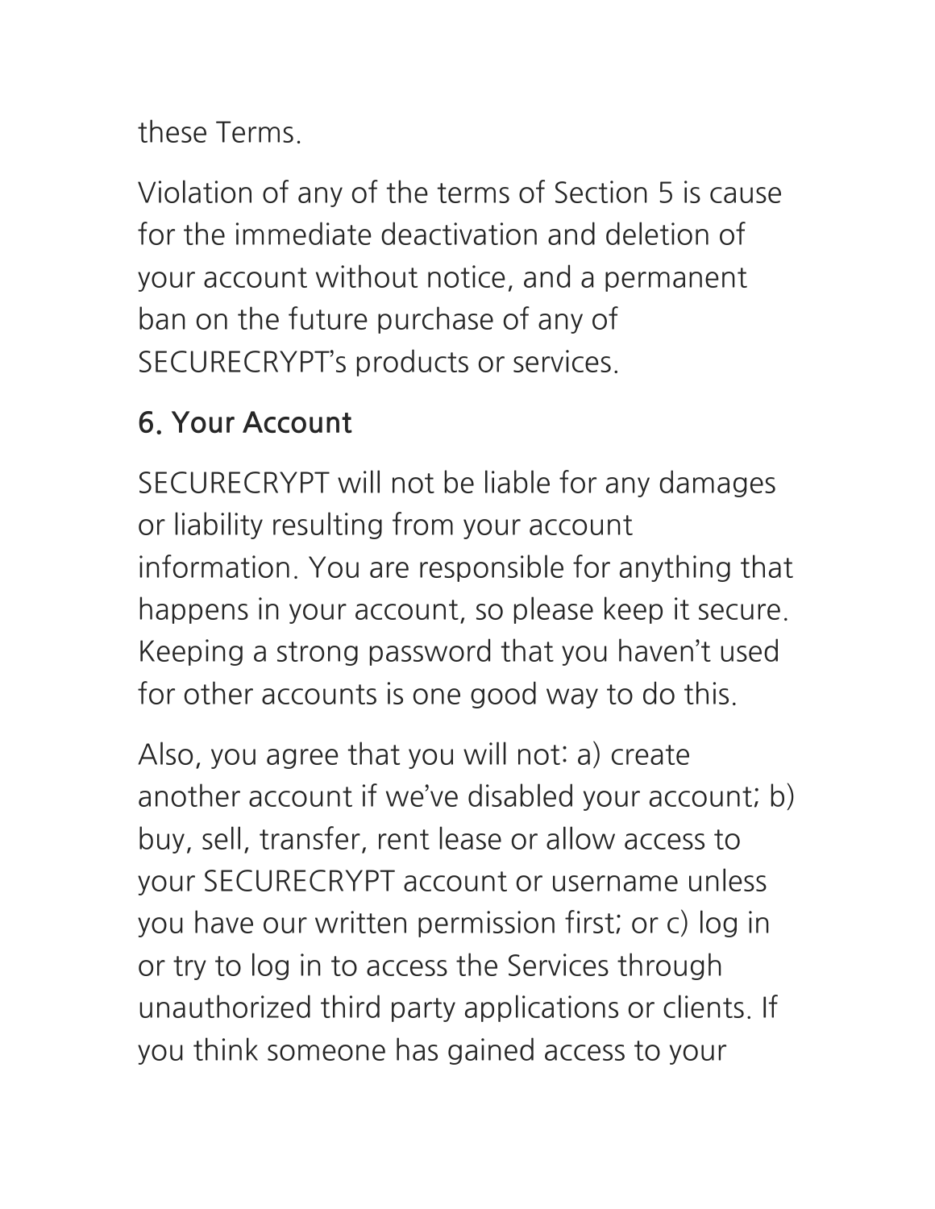these Terms.

Violation of any of the terms of Section 5 is cause for the immediate deactivation and deletion of your account without notice, and a permanent ban on the future purchase of any of SECURECRYPT's products or services.

## 6. Your Account

SECURECRYPT will not be liable for any damages or liability resulting from your account information. You are responsible for anything that happens in your account, so please keep it secure. Keeping a strong password that you haven't used for other accounts is one good way to do this.

Also, you agree that you will not: a) create another account if we've disabled your account; b) buy, sell, transfer, rent lease or allow access to your SECURECRYPT account or username unless you have our written permission first; or c) log in or try to log in to access the Services through unauthorized third party applications or clients. If you think someone has gained access to your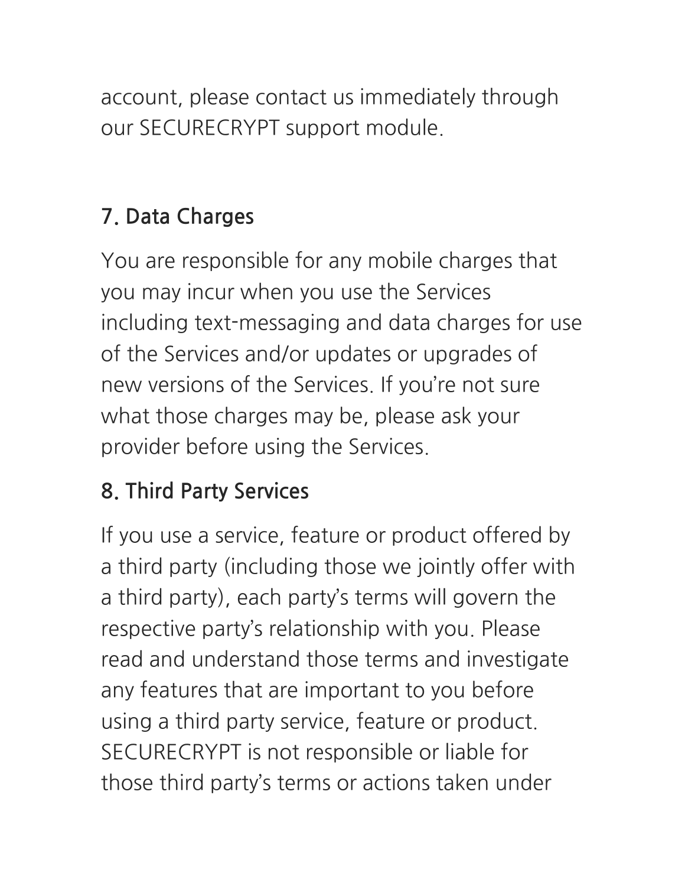account, please contact us immediately through our SECURECRYPT support module.

## 7. Data Charges

You are responsible for any mobile charges that you may incur when you use the Services including text-messaging and data charges for use of the Services and/or updates or upgrades of new versions of the Services. If you're not sure what those charges may be, please ask your provider before using the Services.

## 8. Third Party Services

If you use a service, feature or product offered by a third party (including those we jointly offer with a third party), each party's terms will govern the respective party's relationship with you. Please read and understand those terms and investigate any features that are important to you before using a third party service, feature or product. SECURECRYPT is not responsible or liable for those third party's terms or actions taken under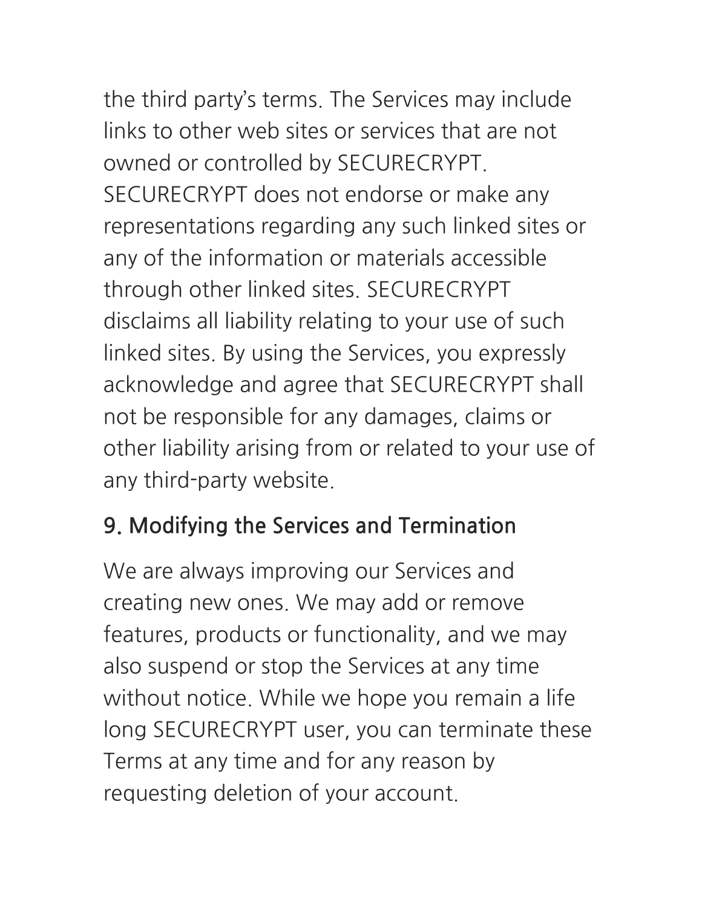the third party's terms. The Services may include links to other web sites or services that are not owned or controlled by SECURECRYPT. SECURECRYPT does not endorse or make any representations regarding any such linked sites or any of the information or materials accessible through other linked sites. SECURECRYPT disclaims all liability relating to your use of such linked sites. By using the Services, you expressly acknowledge and agree that SECURECRYPT shall not be responsible for any damages, claims or other liability arising from or related to your use of any third-party website.

## 9. Modifying the Services and Termination

We are always improving our Services and creating new ones. We may add or remove features, products or functionality, and we may also suspend or stop the Services at any time without notice. While we hope you remain a life long SECURECRYPT user, you can terminate these Terms at any time and for any reason by requesting deletion of your account.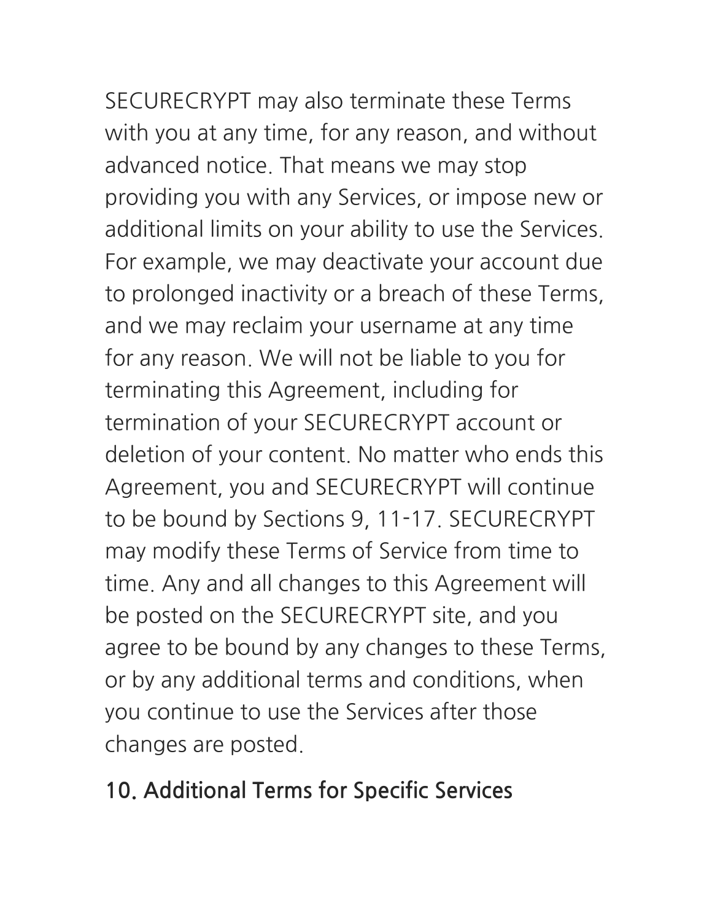SECURECRYPT may also terminate these Terms with you at any time, for any reason, and without advanced notice. That means we may stop providing you with any Services, or impose new or additional limits on your ability to use the Services. For example, we may deactivate your account due to prolonged inactivity or a breach of these Terms, and we may reclaim your username at any time for any reason. We will not be liable to you for terminating this Agreement, including for termination of your SECURECRYPT account or deletion of your content. No matter who ends this Agreement, you and SECURECRYPT will continue to be bound by Sections 9, 11-17. SECURECRYPT may modify these Terms of Service from time to time. Any and all changes to this Agreement will be posted on the SECURECRYPT site, and you agree to be bound by any changes to these Terms, or by any additional terms and conditions, when you continue to use the Services after those changes are posted.

## 10. Additional Terms for Specific Services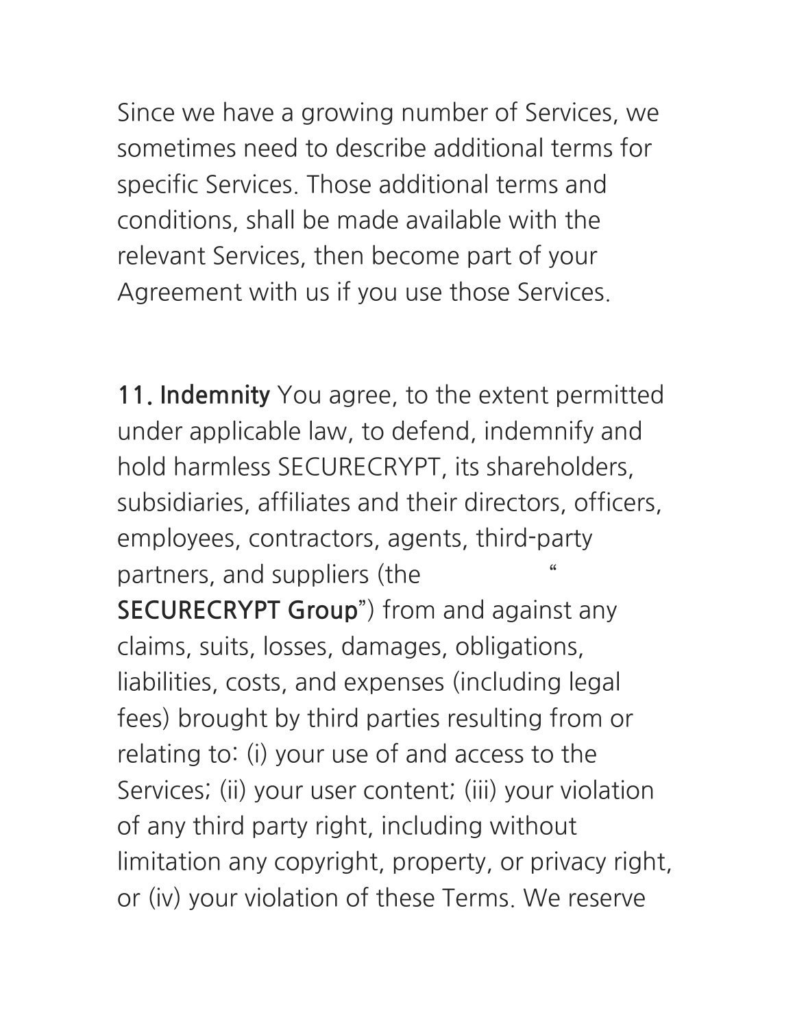Since we have a growing number of Services, we sometimes need to describe additional terms for specific Services. Those additional terms and conditions, shall be made available with the relevant Services, then become part of your Agreement with us if you use those Services.

**11. Indemnity** You agree, to the extent permitted under applicable law, to defend, indemnify and hold harmless SECURECRYPT, its shareholders, subsidiaries, affiliates and their directors, officers, employees, contractors, agents, third-party partners, and suppliers (the "**SECURECRYPT Group**") from and against any claims, suits, losses, damages, obligations, liabilities, costs, and expenses (including legal fees) brought by third parties resulting from or relating to: (i) your use of and access to the Services; (ii) your user content; (iii) your violation of any third party right, including without limitation any copyright, property, or privacy right, or (iv) your violation of these Terms. We reserve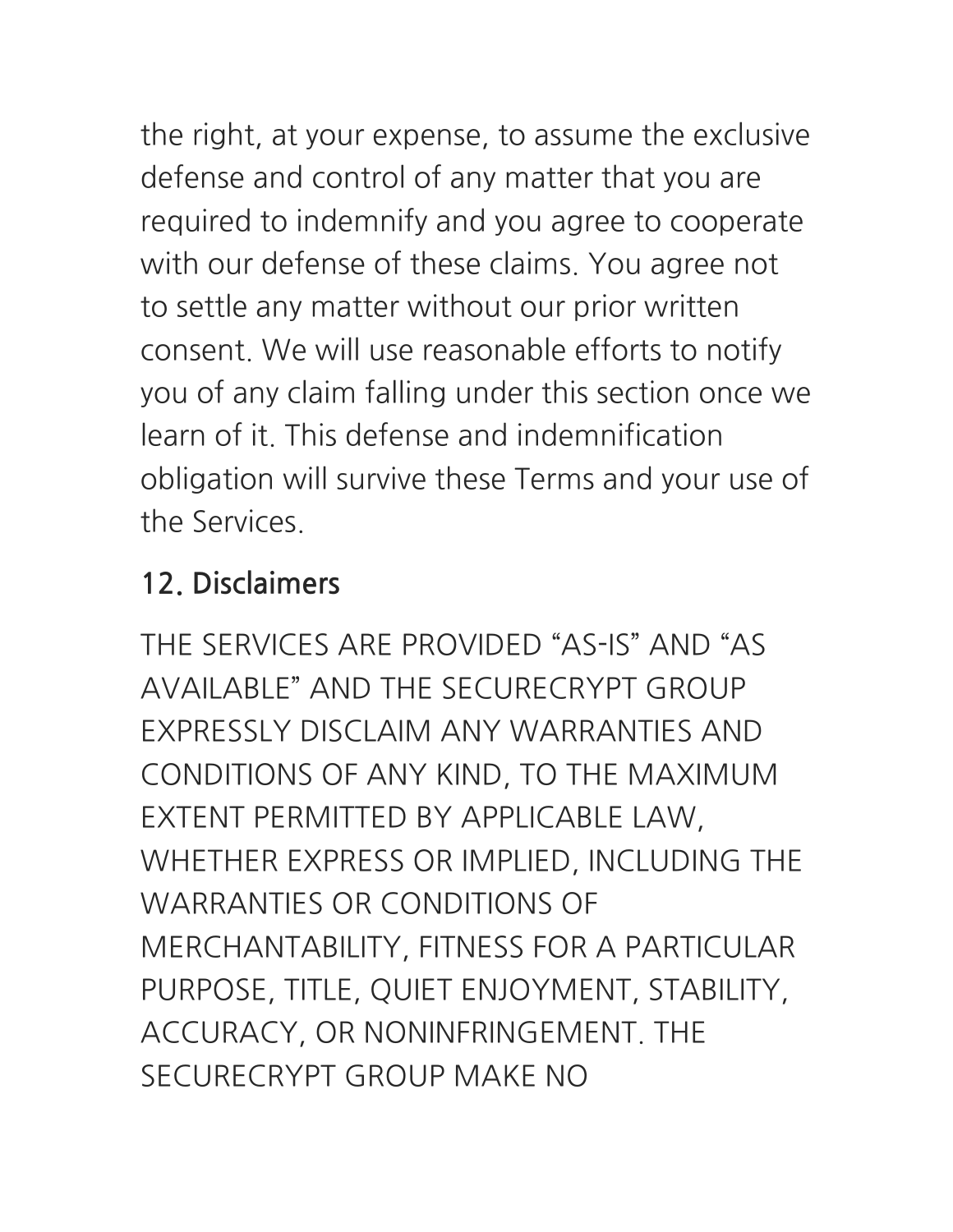the right, at your expense, to assume the exclusive defense and control of any matter that you are required to indemnify and you agree to cooperate with our defense of these claims. You agree not to settle any matter without our prior written consent. We will use reasonable efforts to notify you of any claim falling under this section once we learn of it. This defense and indemnification obligation will survive these Terms and your use of the Services.

## 12. Disclaimers

THE SERVICES ARE PROVIDED "AS-IS" AND "AS AVAILABLE" AND THE SECURECRYPT GROUP EXPRESSLY DISCLAIM ANY WARRANTIES AND CONDITIONS OF ANY KIND, TO THE MAXIMUM EXTENT PERMITTED BY APPLICABLE LAW, WHETHER EXPRESS OR IMPLIED, INCLUDING THE WARRANTIES OR CONDITIONS OF MERCHANTABILITY, FITNESS FOR A PARTICULAR PURPOSE, TITLE, QUIET ENJOYMENT, STABILITY, ACCURACY, OR NONINFRINGEMENT. THE SECURECRYPT GROUP MAKE NO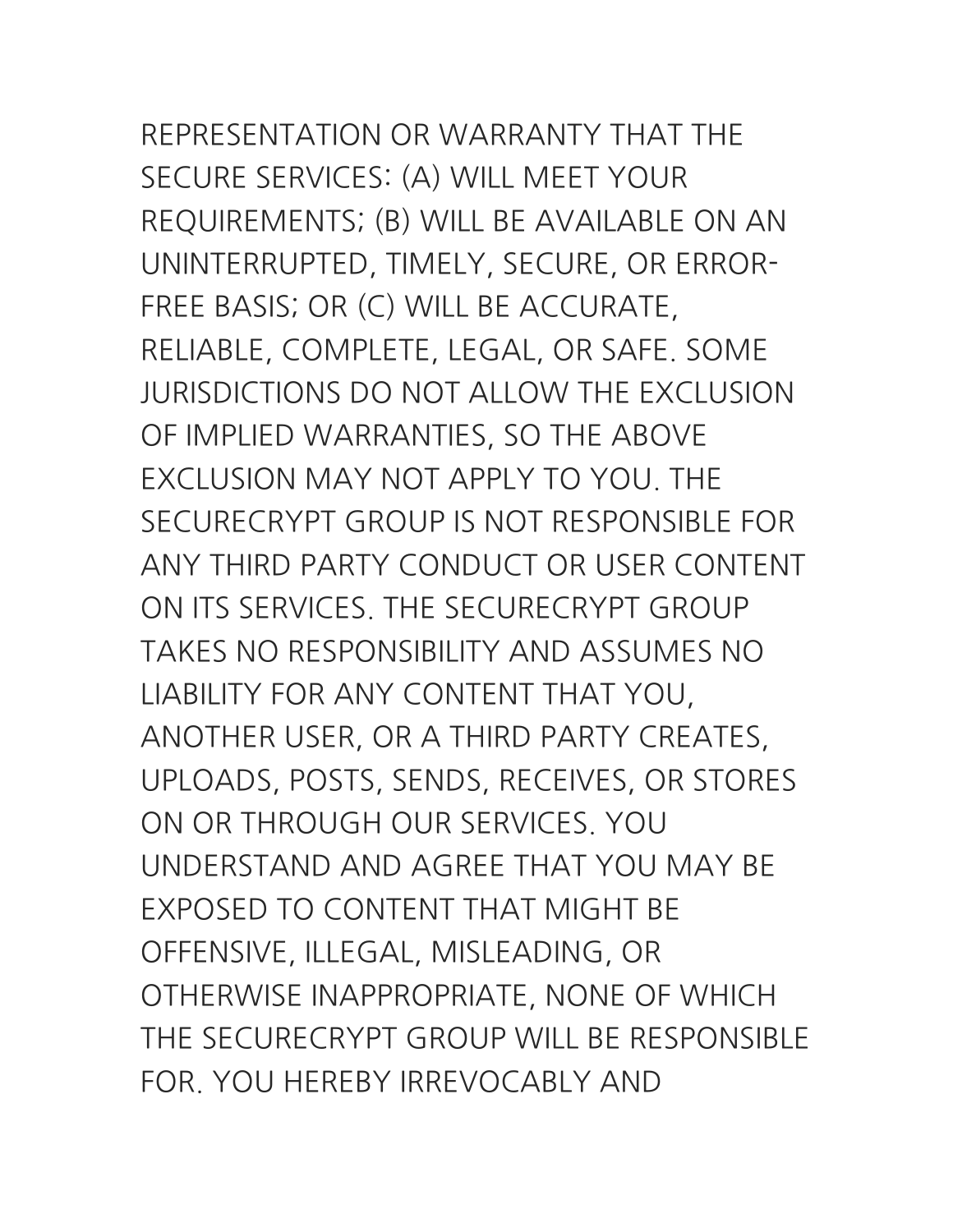REPRESENTATION OR WARRANTY THAT THE SECURE SERVICES: (A) WILL MEET YOUR REQUIREMENTS; (B) WILL BE AVAILABLE ON AN UNINTERRUPTED, TIMELY, SECURE, OR ERROR-FREE BASIS; OR (C) WILL BE ACCURATE, RELIABLE, COMPLETE, LEGAL, OR SAFE. SOME JURISDICTIONS DO NOT ALLOW THE EXCLUSION OF IMPLIED WARRANTIES, SO THE ABOVE EXCLUSION MAY NOT APPLY TO YOU. THE SECURECRYPT GROUP IS NOT RESPONSIBLE FOR ANY THIRD PARTY CONDUCT OR USER CONTENT ON ITS SERVICES. THE SECURECRYPT GROUP TAKES NO RESPONSIBILITY AND ASSUMES NO LIABILITY FOR ANY CONTENT THAT YOU, ANOTHER USER, OR A THIRD PARTY CREATES, UPLOADS, POSTS, SENDS, RECEIVES, OR STORES ON OR THROUGH OUR SERVICES. YOU UNDERSTAND AND AGREE THAT YOU MAY BE EXPOSED TO CONTENT THAT MIGHT BE OFFENSIVE, ILLEGAL, MISLEADING, OR OTHERWISE INAPPROPRIATE, NONE OF WHICH THE SECURECRYPT GROUP WILL BE RESPONSIBLE FOR. YOU HEREBY IRREVOCABLY AND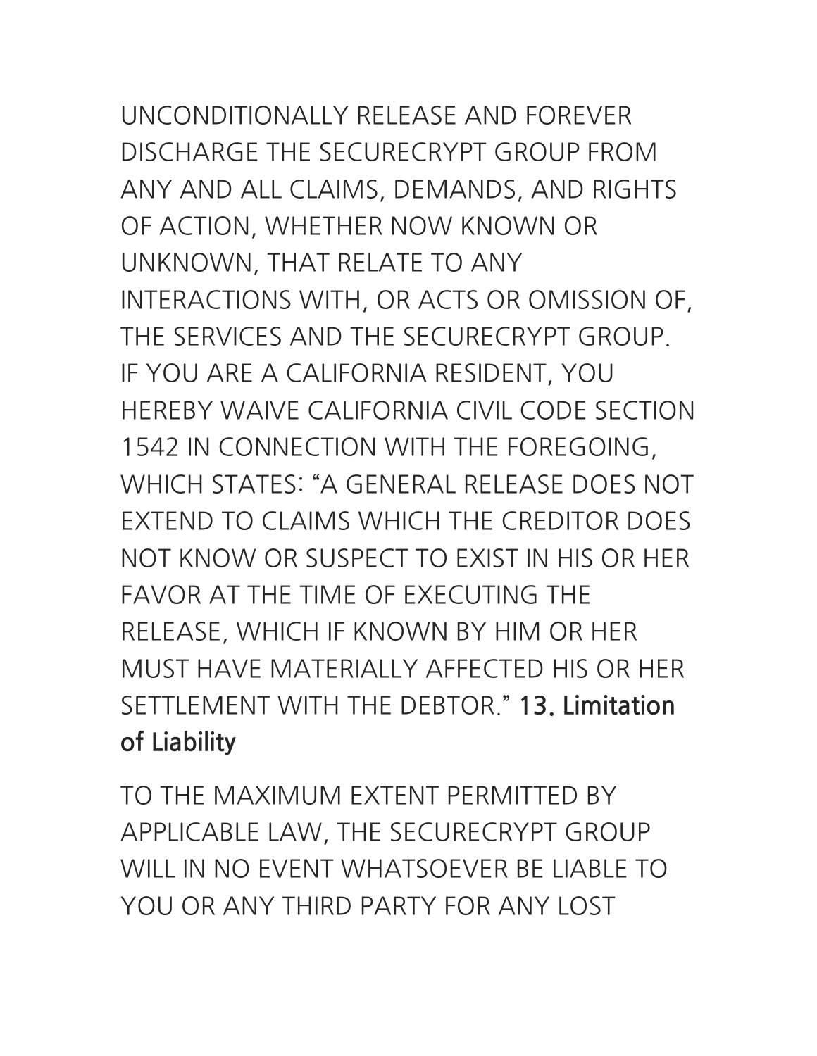UNCONDITIONALLY RELEASE AND FOREVER DISCHARGE THE SECURECRYPT GROUP FROM ANY AND ALL CLAIMS, DEMANDS, AND RIGHTS OF ACTION, WHETHER NOW KNOWN OR UNKNOWN, THAT RELATE TO ANY INTERACTIONS WITH, OR ACTS OR OMISSION OF, THE SERVICES AND THE SECURECRYPT GROUP. IF YOU ARE A CALIFORNIA RESIDENT, YOU HEREBY WAIVE CALIFORNIA CIVIL CODE SECTION 1542 IN CONNECTION WITH THE FOREGOING, WHICH STATES: "A GENERAL RELEASE DOES NOT EXTEND TO CLAIMS WHICH THE CREDITOR DOES NOT KNOW OR SUSPECT TO EXIST IN HIS OR HER FAVOR AT THE TIME OF EXECUTING THE RELEASE, WHICH IF KNOWN BY HIM OR HER MUST HAVE MATERIALLY AFFECTED HIS OR HER SETTLEMENT WITH THE DEBTOR."

## 13. Limitation of Liability

TO THE MAXIMUM EXTENT PERMITTED BY APPLICABLE LAW, THE SECURECRYPT GROUP WILL IN NO EVENT WHATSOEVER BE LIABLE TO YOU OR ANY THIRD PARTY FOR ANY LOST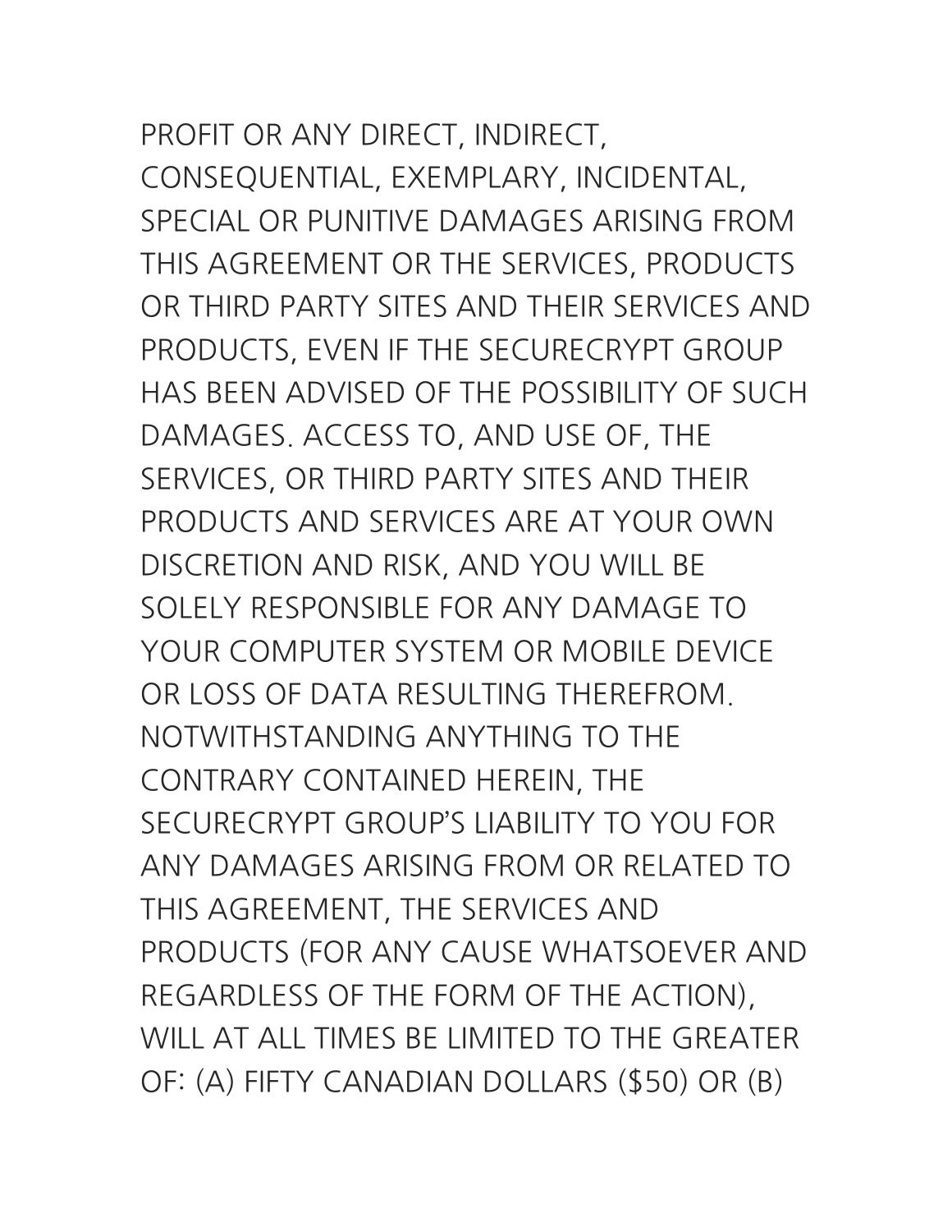PROFIT OR ANY DIRECT, INDIRECT, CONSEQUENTIAL, EXEMPLARY, INCIDENTAL, SPECIAL OR PUNITIVE DAMAGES ARISING FROM THIS AGREEMENT OR THE SERVICES, PRODUCTS OR THIRD PARTY SITES AND THEIR SERVICES AND PRODUCTS, EVEN IF THE SECURECRYPT GROUP HAS BEEN ADVISED OF THE POSSIBILITY OF SUCH DAMAGES. ACCESS TO, AND USE OF, THE SERVICES, OR THIRD PARTY SITES AND THEIR PRODUCTS AND SERVICES ARE AT YOUR OWN DISCRETION AND RISK, AND YOU WILL BE SOLELY RESPONSIBLE FOR ANY DAMAGE TO YOUR COMPUTER SYSTEM OR MOBILE DEVICE OR LOSS OF DATA RESULTING THEREFROM. NOTWITHSTANDING ANYTHING TO THE CONTRARY CONTAINED HEREIN, THE SECURECRYPT GROUP'S LIABILITY TO YOU FOR ANY DAMAGES ARISING FROM OR RELATED TO THIS AGREEMENT, THE SERVICES AND PRODUCTS (FOR ANY CAUSE WHATSOEVER AND REGARDLESS OF THE FORM OF THE ACTION), WILL AT ALL TIMES BE LIMITED TO THE GREATER OF: (A) FIFTY CANADIAN DOLLARS ($50) OR (B)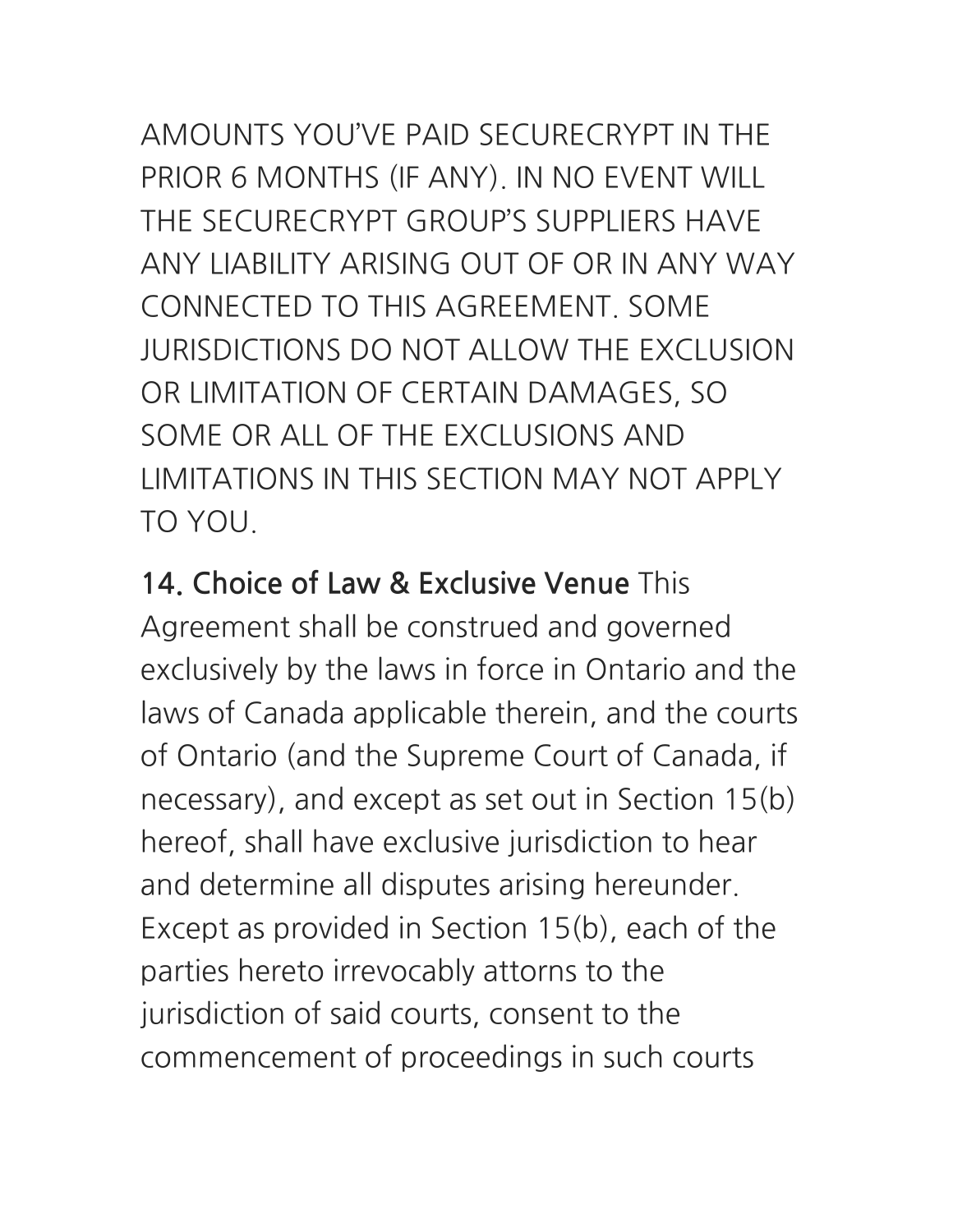AMOUNTS YOU'VE PAID SECURECRYPT IN THE PRIOR 6 MONTHS (IF ANY). IN NO EVENT WILL THE SECURECRYPT GROUP'S SUPPLIERS HAVE ANY LIABILITY ARISING OUT OF OR IN ANY WAY CONNECTED TO THIS AGREEMENT. SOME JURISDICTIONS DO NOT ALLOW THE EXCLUSION OR LIMITATION OF CERTAIN DAMAGES, SO SOME OR ALL OF THE EXCLUSIONS AND LIMITATIONS IN THIS SECTION MAY NOT APPLY TO YOU.

**14. Choice of Law & Exclusive Venue** This Agreement shall be construed and governed exclusively by the laws in force in Ontario and the laws of Canada applicable therein, and the courts of Ontario (and the Supreme Court of Canada, if necessary), and except as set out in Section 15(b) hereof, shall have exclusive jurisdiction to hear and determine all disputes arising hereunder. Except as provided in Section 15(b), each of the parties hereto irrevocably attorns to the jurisdiction of said courts, consent to the commencement of proceedings in such courts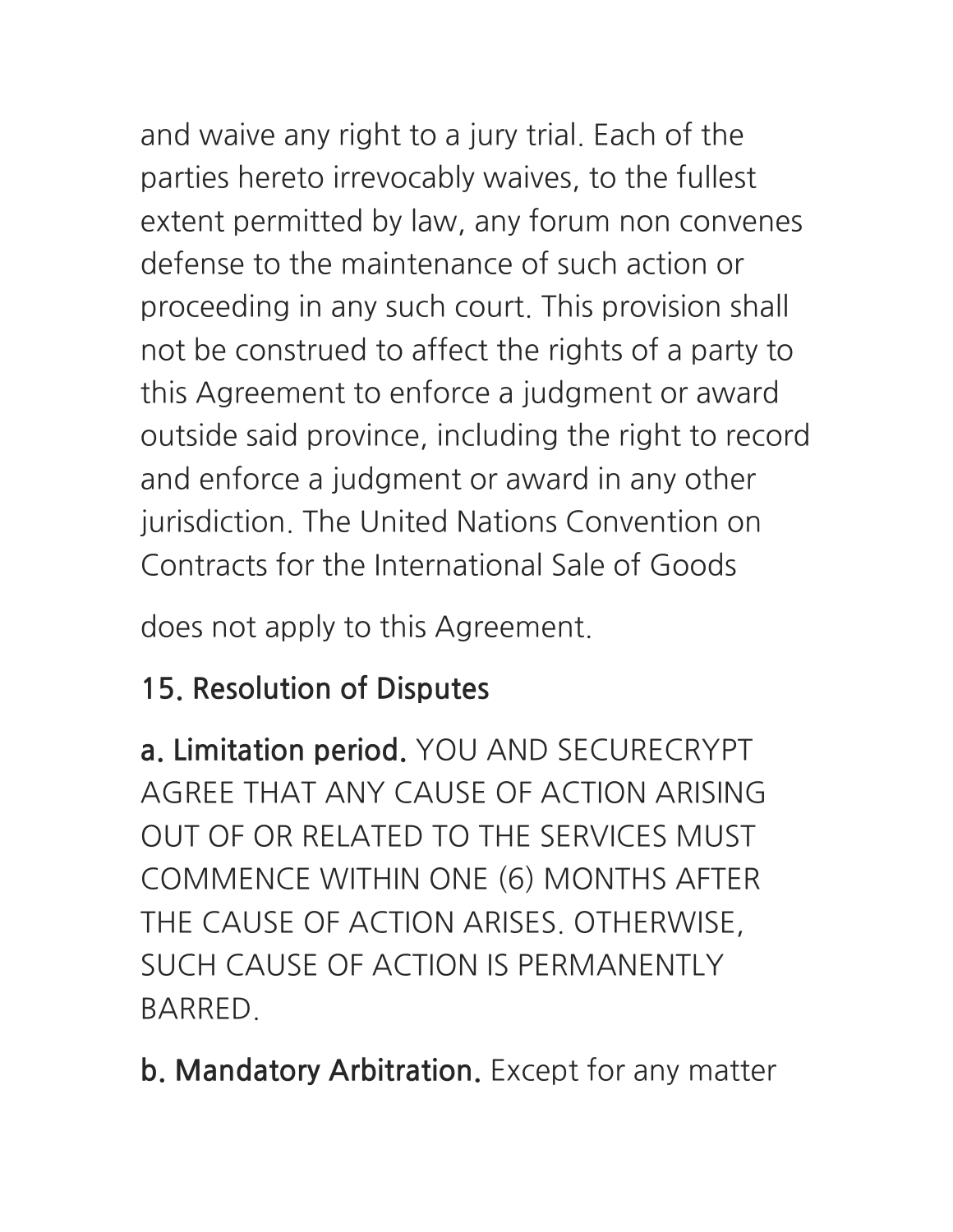and waive any right to a jury trial. Each of the parties hereto irrevocably waives, to the fullest extent permitted by law, any forum non convenes defense to the maintenance of such action or proceeding in any such court. This provision shall not be construed to affect the rights of a party to this Agreement to enforce a judgment or award outside said province, including the right to record and enforce a judgment or award in any other jurisdiction. The United Nations Convention on Contracts for the International Sale of Goods

does not apply to this Agreement.

## 15. Resolution of Disputes

**a. Limitation period.** YOU AND SECURECRYPT AGREE THAT ANY CAUSE OF ACTION ARISING OUT OF OR RELATED TO THE SERVICES MUST COMMENCE WITHIN ONE (6) MONTHS AFTER THE CAUSE OF ACTION ARISES. OTHERWISE, SUCH CAUSE OF ACTION IS PERMANENTLY BARRED.

**b. Mandatory Arbitration.** Except for any matter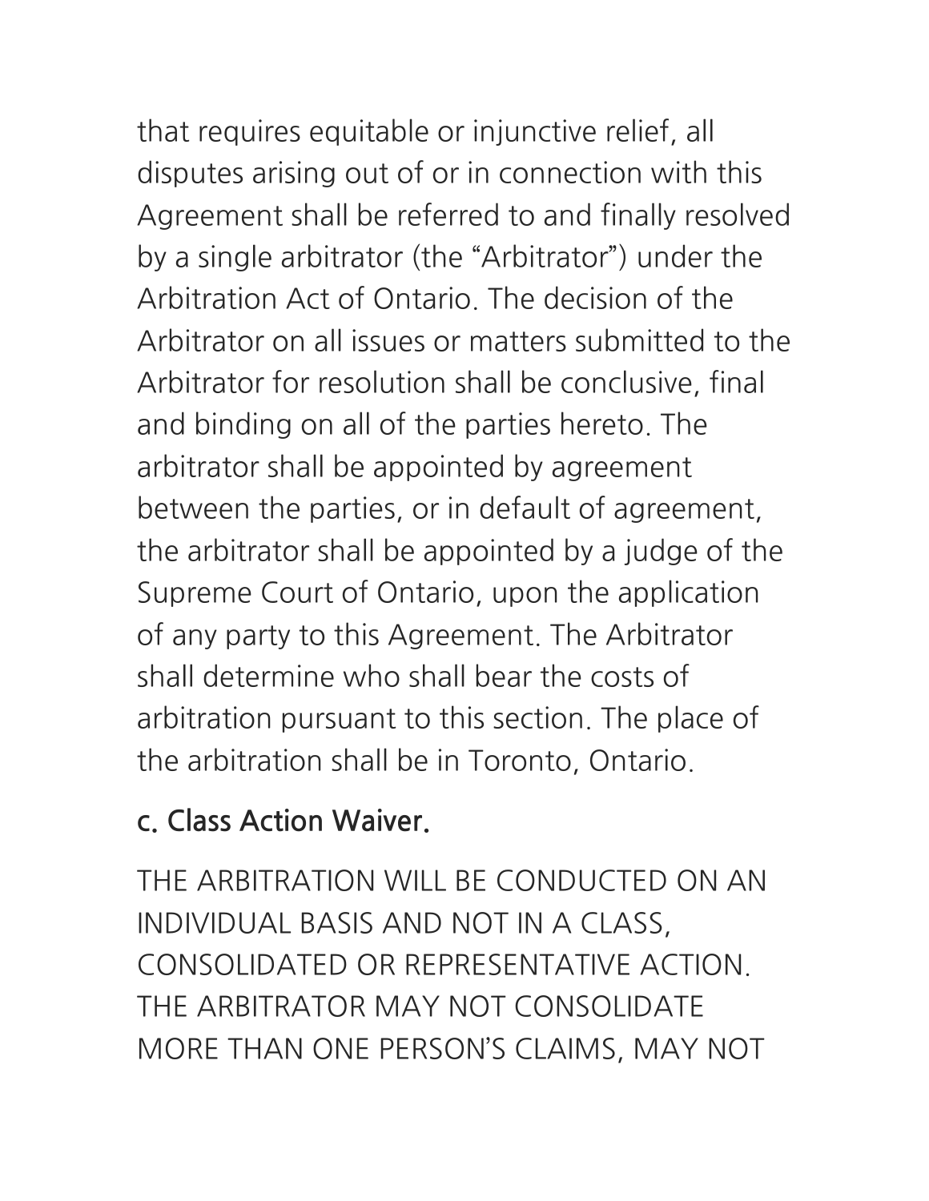that requires equitable or injunctive relief, all disputes arising out of or in connection with this Agreement shall be referred to and finally resolved by a single arbitrator (the "Arbitrator") under the Arbitration Act of Ontario. The decision of the Arbitrator on all issues or matters submitted to the Arbitrator for resolution shall be conclusive, final and binding on all of the parties hereto. The arbitrator shall be appointed by agreement between the parties, or in default of agreement, the arbitrator shall be appointed by a judge of the Supreme Court of Ontario, upon the application of any party to this Agreement. The Arbitrator shall determine who shall bear the costs of arbitration pursuant to this section. The place of the arbitration shall be in Toronto, Ontario.

### c. Class Action Waiver.

THE ARBITRATION WILL BE CONDUCTED ON AN INDIVIDUAL BASIS AND NOT IN A CLASS, CONSOLIDATED OR REPRESENTATIVE ACTION. THE ARBITRATOR MAY NOT CONSOLIDATE MORE THAN ONE PERSON'S CLAIMS, MAY NOT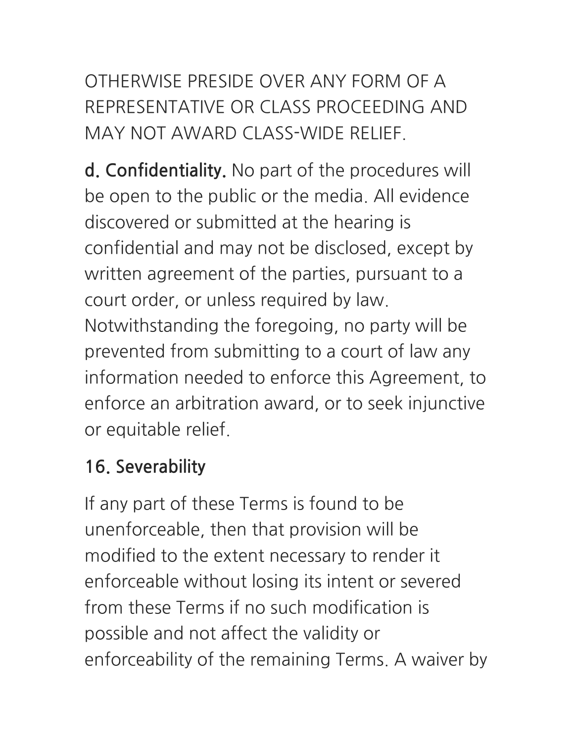OTHERWISE PRESIDE OVER ANY FORM OF A REPRESENTATIVE OR CLASS PROCEEDING AND MAY NOT AWARD CLASS-WIDE RELIEF.

**d. Confidentiality.** No part of the procedures will be open to the public or the media. All evidence discovered or submitted at the hearing is confidential and may not be disclosed, except by written agreement of the parties, pursuant to a court order, or unless required by law. Notwithstanding the foregoing, no party will be prevented from submitting to a court of law any information needed to enforce this Agreement, to enforce an arbitration award, or to seek injunctive or equitable relief.

## 16. Severability

If any part of these Terms is found to be unenforceable, then that provision will be modified to the extent necessary to render it enforceable without losing its intent or severed from these Terms if no such modification is possible and not affect the validity or enforceability of the remaining Terms. A waiver by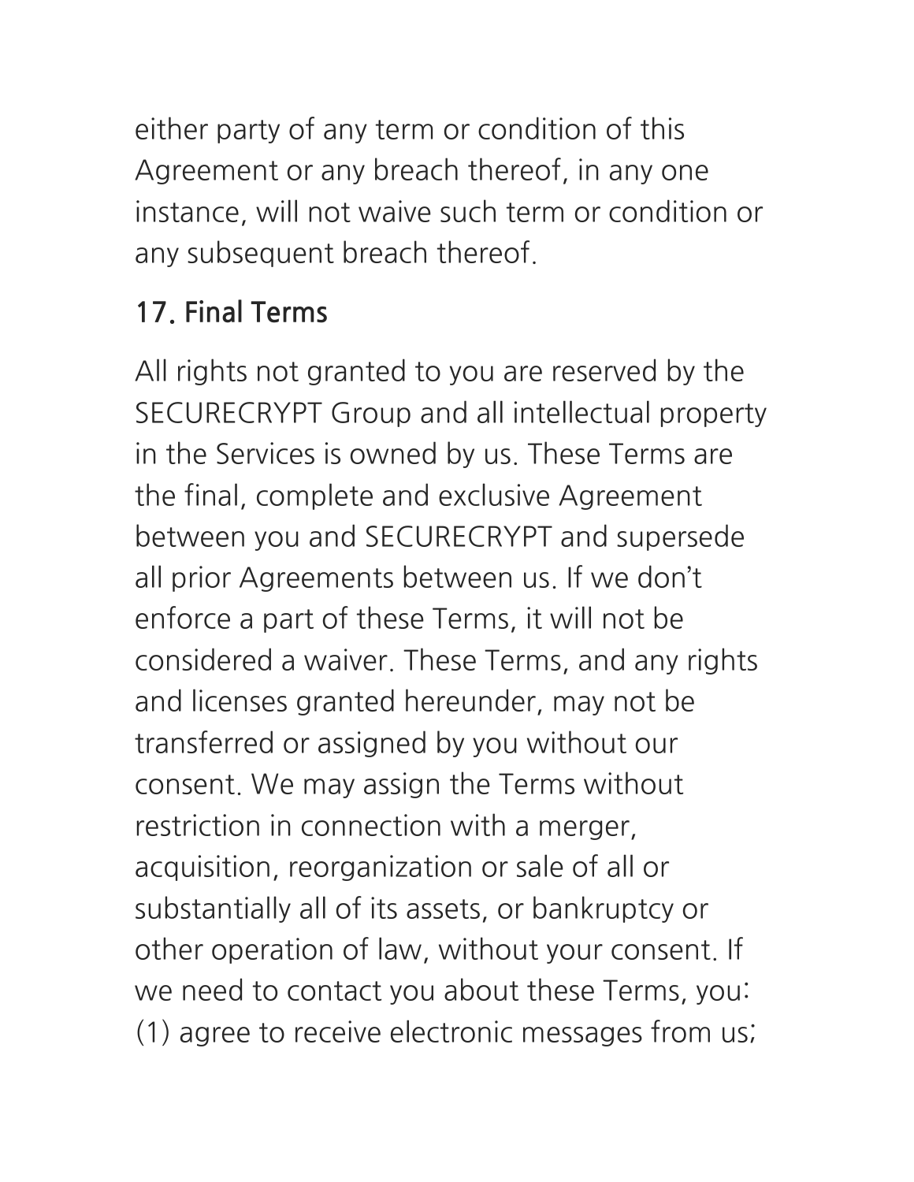either party of any term or condition of this Agreement or any breach thereof, in any one instance, will not waive such term or condition or any subsequent breach thereof.

## 17. Final Terms

All rights not granted to you are reserved by the SECURECRYPT Group and all intellectual property in the Services is owned by us. These Terms are the final, complete and exclusive Agreement between you and SECURECRYPT and supersede all prior Agreements between us. If we don't enforce a part of these Terms, it will not be considered a waiver. These Terms, and any rights and licenses granted hereunder, may not be transferred or assigned by you without our consent. We may assign the Terms without restriction in connection with a merger, acquisition, reorganization or sale of all or substantially all of its assets, or bankruptcy or other operation of law, without your consent. If we need to contact you about these Terms, you: (1) agree to receive electronic messages from us;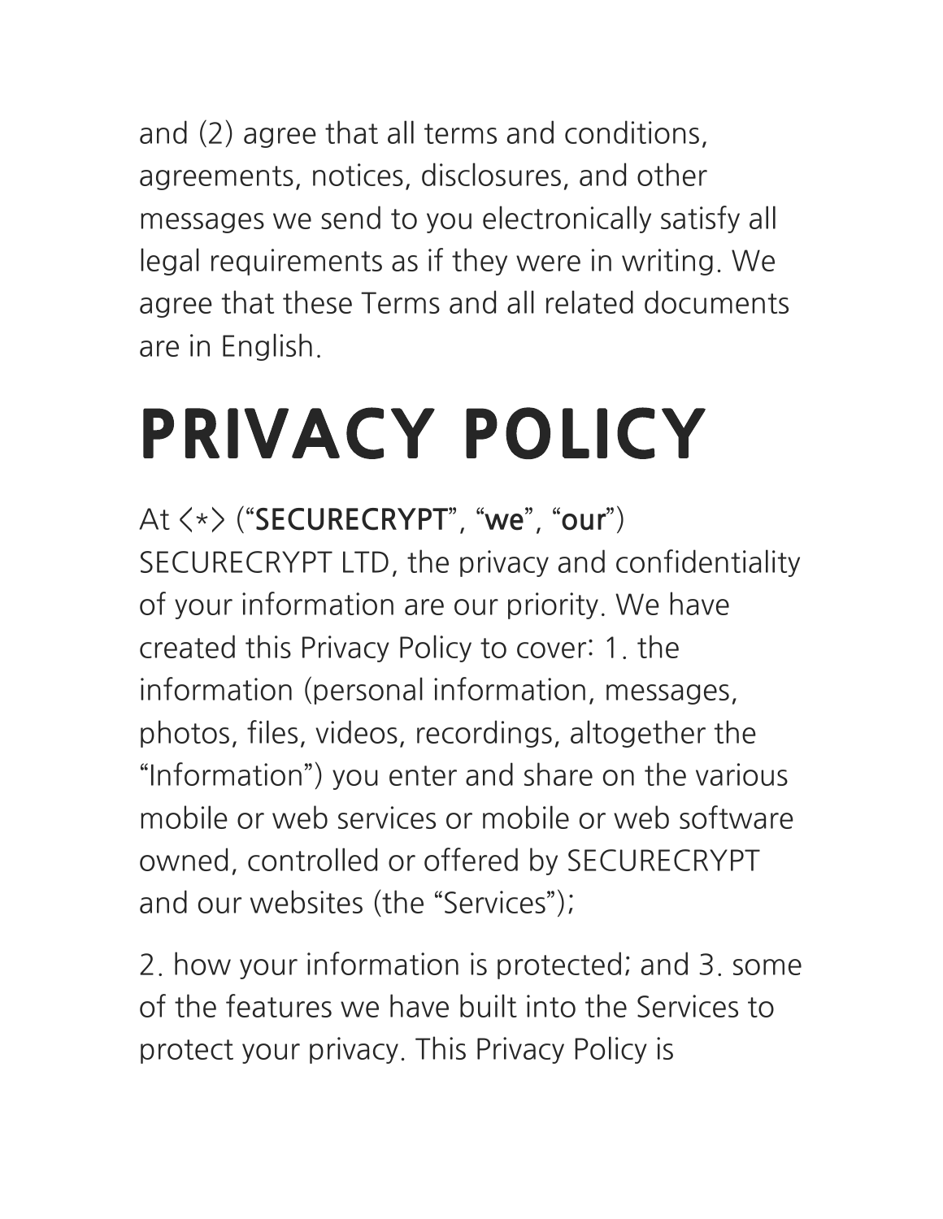and (2) agree that all terms and conditions, agreements, notices, disclosures, and other messages we send to you electronically satisfy all legal requirements as if they were in writing. We agree that these Terms and all related documents are in English.

# PRIVACY POLICY

At <*> (“**SECURECRYPT**”, “**we**”, “**our**”) SECURECRYPT LTD, the privacy and confidentiality of your information are our priority. We have created this Privacy Policy to cover: 1. the information (personal information, messages, photos, files, videos, recordings, altogether the “Information”) you enter and share on the various mobile or web services or mobile or web software owned, controlled or offered by SECURECRYPT and our websites (the “Services”);

2. how your information is protected; and 3. some of the features we have built into the Services to protect your privacy. This Privacy Policy is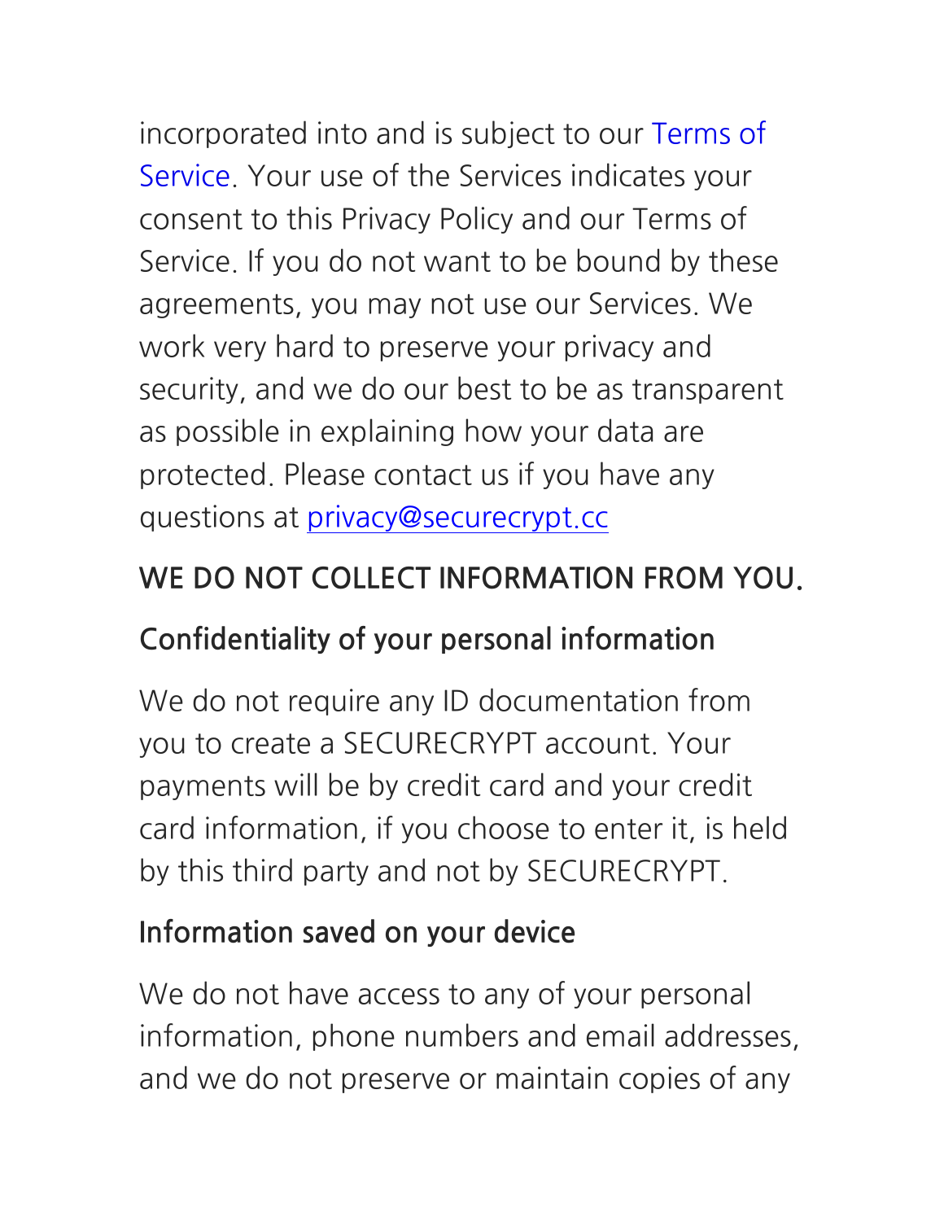incorporated into and is subject to our Terms of Service. Your use of the Services indicates your consent to this Privacy Policy and our Terms of Service. If you do not want to be bound by these agreements, you may not use our Services. We work very hard to preserve your privacy and security, and we do our best to be as transparent as possible in explaining how your data are protected. Please contact us if you have any questions at privacy@securecrypt.cc

## WE DO NOT COLLECT INFORMATION FROM YOU.

### Confidentiality of your personal information

We do not require any ID documentation from you to create a SECURECRYPT account. Your payments will be by credit card and your credit card information, if you choose to enter it, is held by this third party and not by SECURECRYPT.

### Information saved on your device

We do not have access to any of your personal information, phone numbers and email addresses, and we do not preserve or maintain copies of any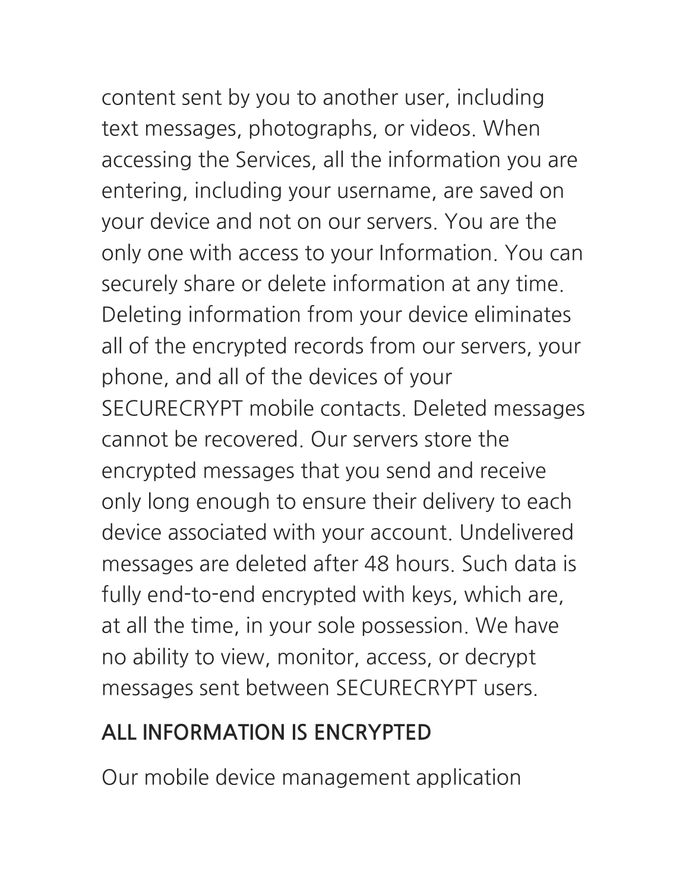content sent by you to another user, including text messages, photographs, or videos. When accessing the Services, all the information you are entering, including your username, are saved on your device and not on our servers. You are the only one with access to your Information. You can securely share or delete information at any time. Deleting information from your device eliminates all of the encrypted records from our servers, your phone, and all of the devices of your SECURECRYPT mobile contacts. Deleted messages cannot be recovered. Our servers store the encrypted messages that you send and receive only long enough to ensure their delivery to each device associated with your account. Undelivered messages are deleted after 48 hours. Such data is fully end-to-end encrypted with keys, which are, at all the time, in your sole possession. We have no ability to view, monitor, access, or decrypt messages sent between SECURECRYPT users.

## ALL INFORMATION IS ENCRYPTED

Our mobile device management application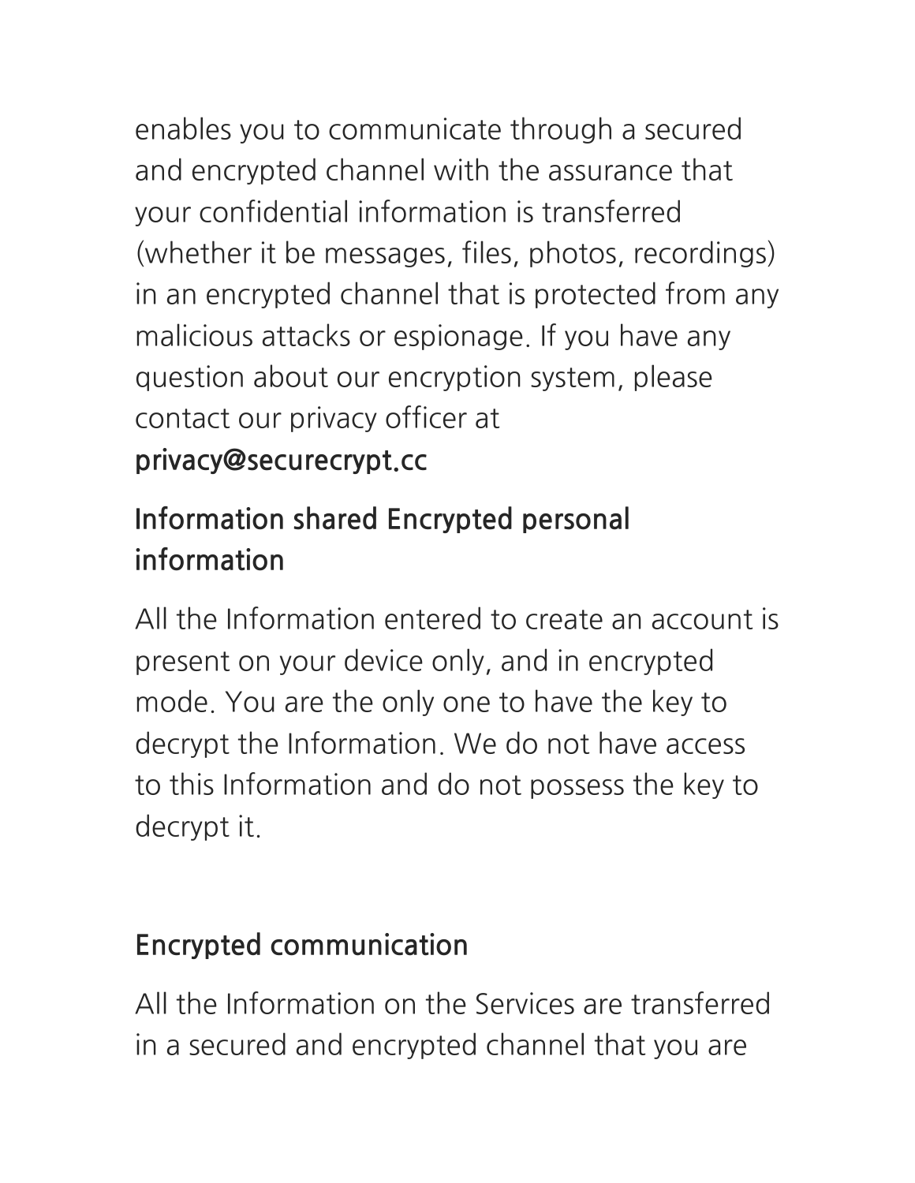enables you to communicate through a secured and encrypted channel with the assurance that your confidential information is transferred (whether it be messages, files, photos, recordings) in an encrypted channel that is protected from any malicious attacks or espionage. If you have any question about our encryption system, please contact our privacy officer at **privacy@securecrypt.cc**

## Information shared Encrypted personal information

All the Information entered to create an account is present on your device only, and in encrypted mode. You are the only one to have the key to decrypt the Information. We do not have access to this Information and do not possess the key to decrypt it.

## Encrypted communication

All the Information on the Services are transferred in a secured and encrypted channel that you are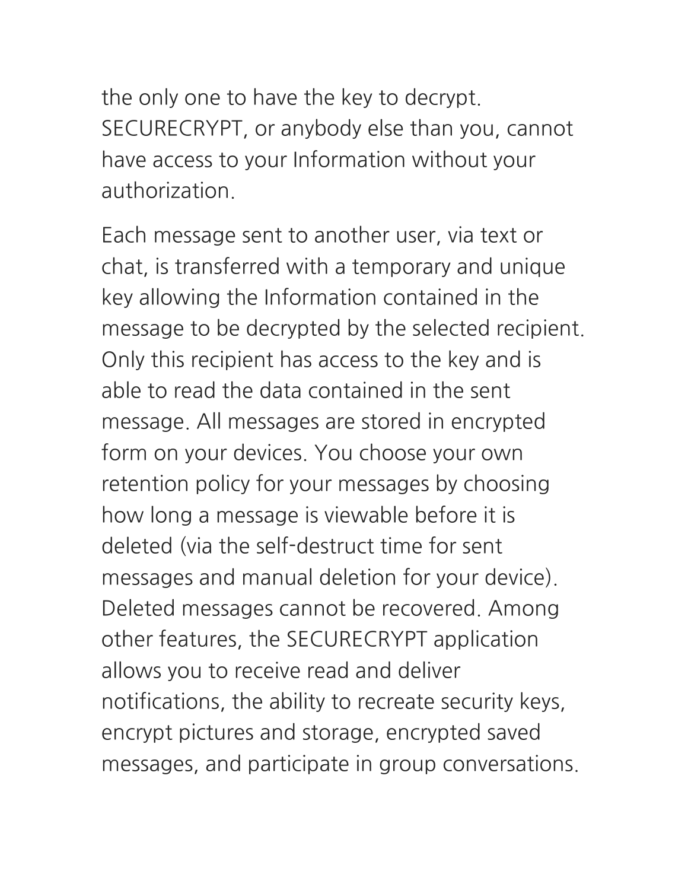the only one to have the key to decrypt. SECURECRYPT, or anybody else than you, cannot have access to your Information without your authorization.

Each message sent to another user, via text or chat, is transferred with a temporary and unique key allowing the Information contained in the message to be decrypted by the selected recipient. Only this recipient has access to the key and is able to read the data contained in the sent message. All messages are stored in encrypted form on your devices. You choose your own retention policy for your messages by choosing how long a message is viewable before it is deleted (via the self-destruct time for sent messages and manual deletion for your device). Deleted messages cannot be recovered. Among other features, the SECURECRYPT application allows you to receive read and deliver notifications, the ability to recreate security keys, encrypt pictures and storage, encrypted saved messages, and participate in group conversations.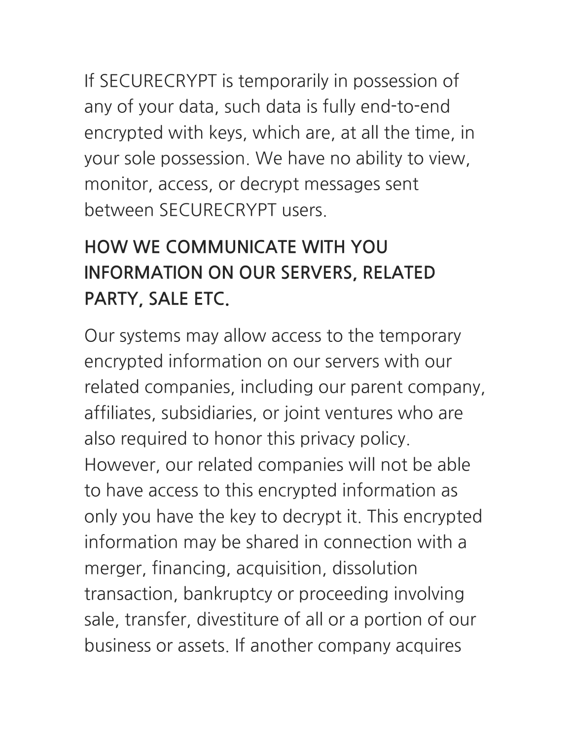If SECURECRYPT is temporarily in possession of any of your data, such data is fully end-to-end encrypted with keys, which are, at all the time, in your sole possession. We have no ability to view, monitor, access, or decrypt messages sent between SECURECRYPT users.

## HOW WE COMMUNICATE WITH YOU INFORMATION ON OUR SERVERS, RELATED PARTY, SALE ETC.

Our systems may allow access to the temporary encrypted information on our servers with our related companies, including our parent company, affiliates, subsidiaries, or joint ventures who are also required to honor this privacy policy. However, our related companies will not be able to have access to this encrypted information as only you have the key to decrypt it. This encrypted information may be shared in connection with a merger, financing, acquisition, dissolution transaction, bankruptcy or proceeding involving sale, transfer, divestiture of all or a portion of our business or assets. If another company acquires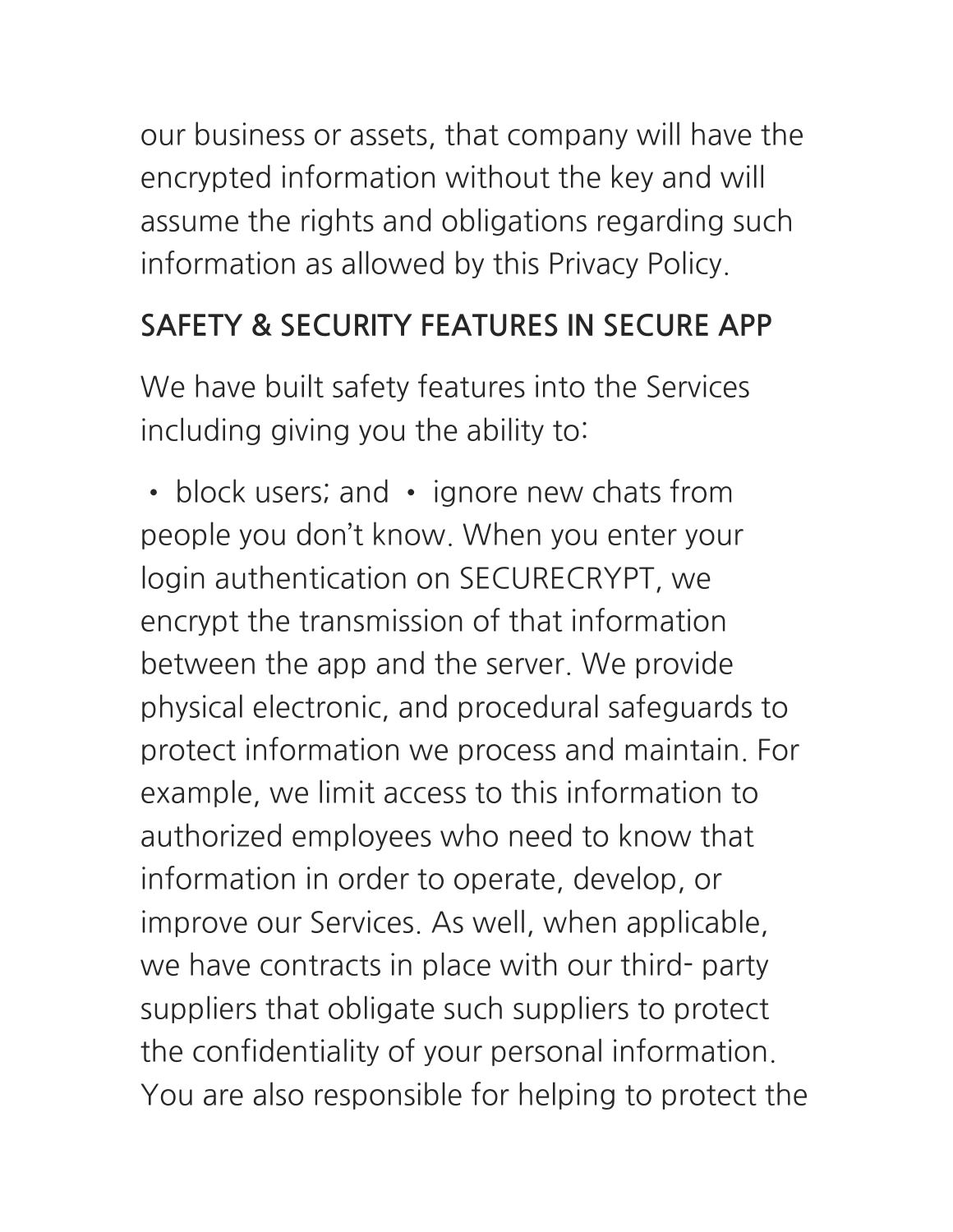our business or assets, that company will have the encrypted information without the key and will assume the rights and obligations regarding such information as allowed by this Privacy Policy.

## SAFETY & SECURITY FEATURES IN SECURE APP

We have built safety features into the Services including giving you the ability to:

- block users; and
- ignore new chats from people you don't know.

When you enter your login authentication on SECURECRYPT, we encrypt the transmission of that information between the app and the server. We provide physical electronic, and procedural safeguards to protect information we process and maintain. For example, we limit access to this information to authorized employees who need to know that information in order to operate, develop, or improve our Services. As well, when applicable, we have contracts in place with our third- party suppliers that obligate such suppliers to protect the confidentiality of your personal information. You are also responsible for helping to protect the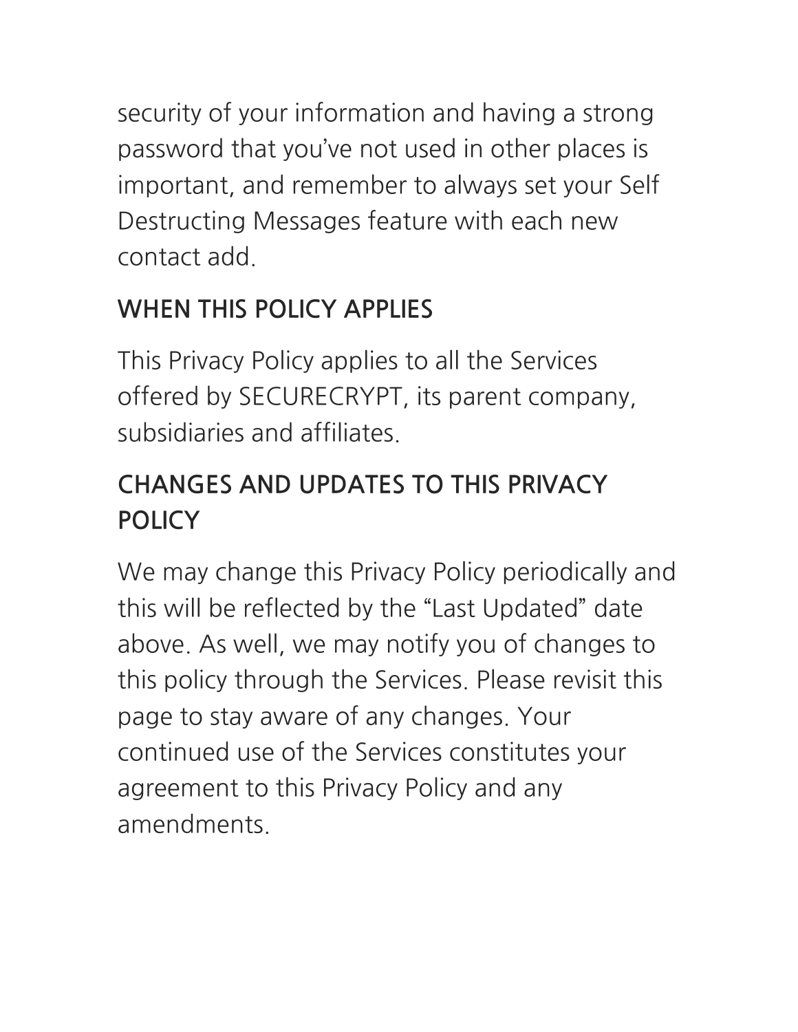security of your information and having a strong password that you've not used in other places is important, and remember to always set your Self Destructing Messages feature with each new contact add.

## WHEN THIS POLICY APPLIES

This Privacy Policy applies to all the Services offered by SECURECRYPT, its parent company, subsidiaries and affiliates.

## CHANGES AND UPDATES TO THIS PRIVACY POLICY

We may change this Privacy Policy periodically and this will be reflected by the "Last Updated" date above. As well, we may notify you of changes to this policy through the Services. Please revisit this page to stay aware of any changes. Your continued use of the Services constitutes your agreement to this Privacy Policy and any amendments.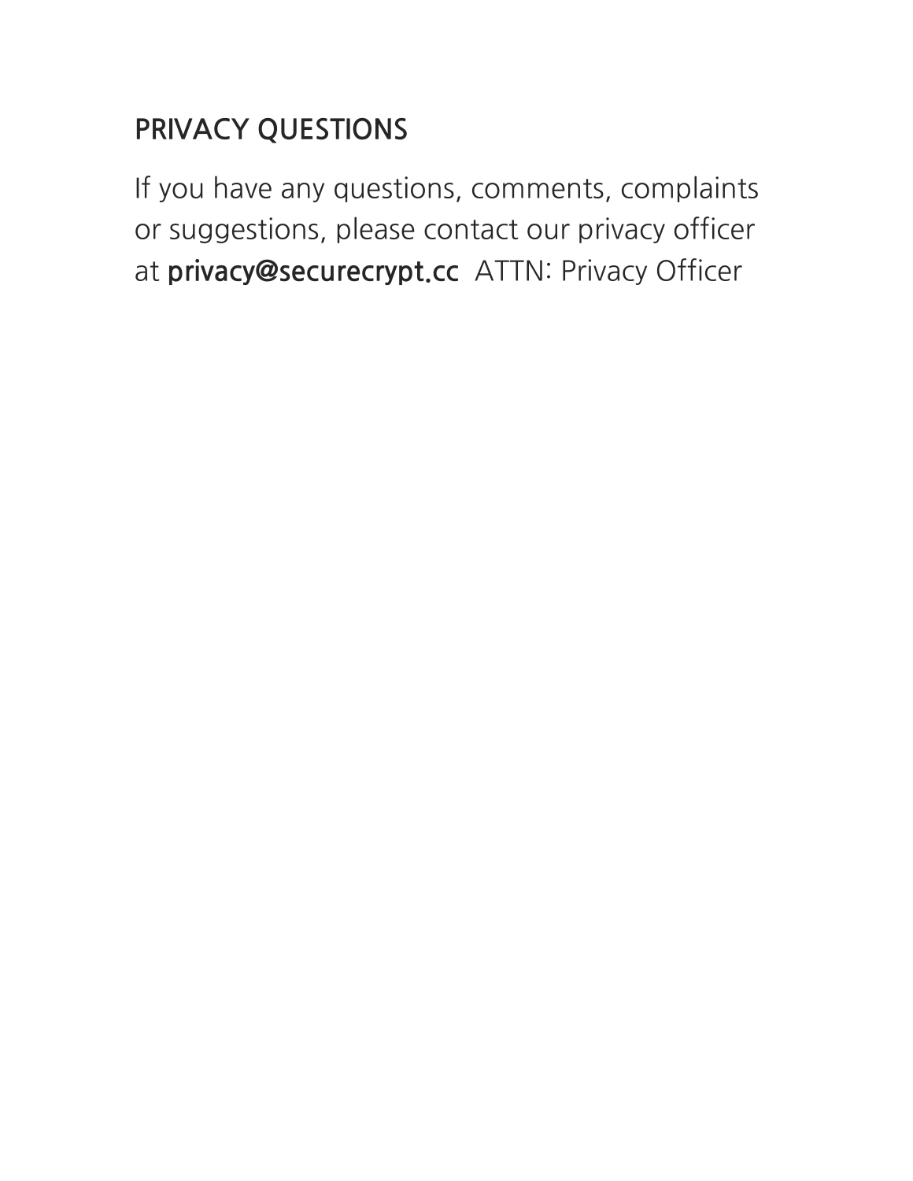## PRIVACY QUESTIONS

If you have any questions, comments, complaints or suggestions, please contact our privacy officer at **privacy@securecrypt.cc** ATTN: Privacy Officer